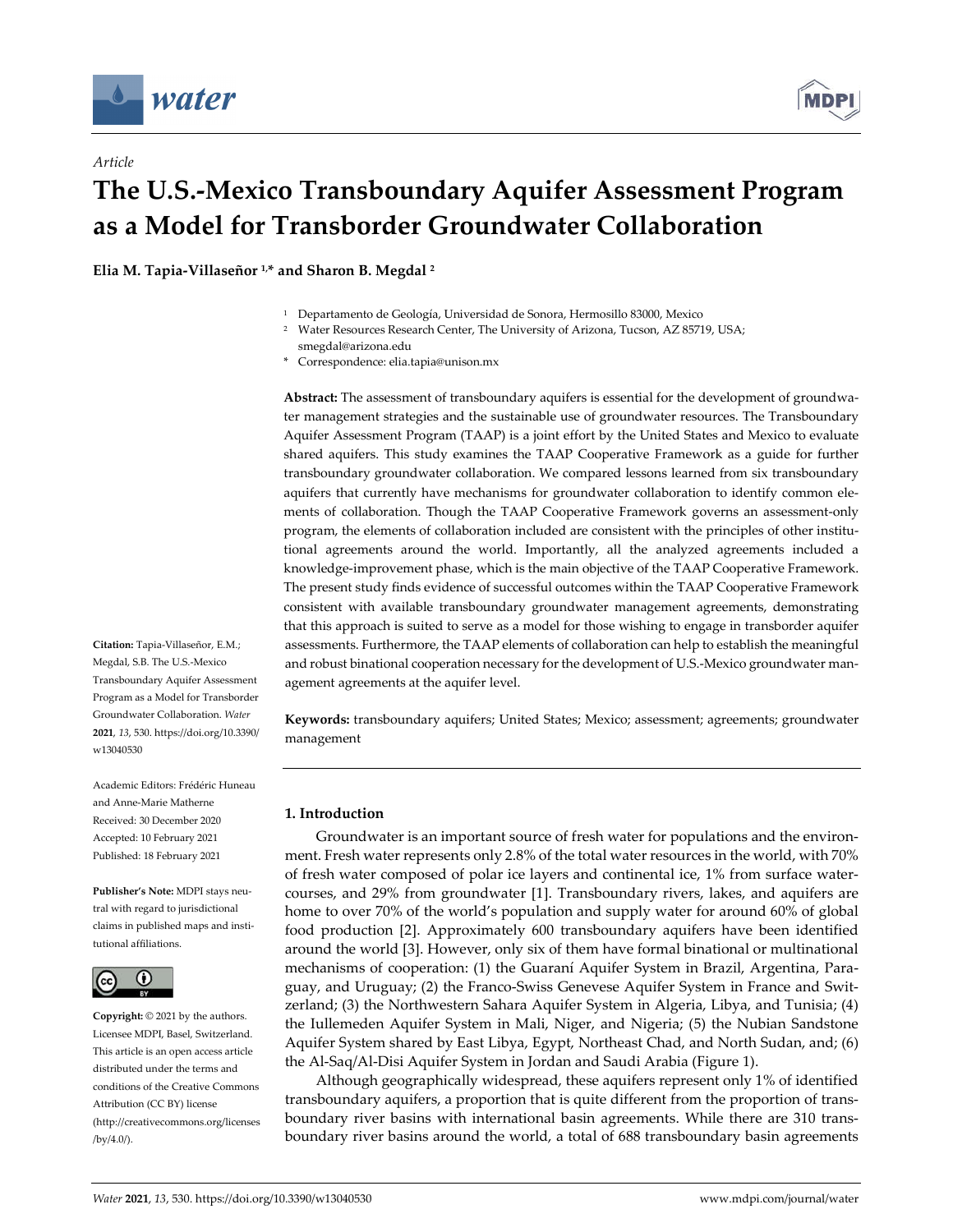Article

# The U.S.-Mexico Transboundary Aquifer Assessment Program as a Model for Transborder Groundwater Collaboration

**Elia M. Tapia-Villaseñor [1,*] and Sharon B. Megdal [2]**

[1] Departamento de Geología, Universidad de Sonora, Hermosillo 83000, Mexico
[2] Water Resources Research Center, The University of Arizona, Tucson, AZ 85719, USA; smegdal@arizona.edu
* Correspondence: elia.tapia@unison.mx

**Abstract:** The assessment of transboundary aquifers is essential for the development of groundwater management strategies and the sustainable use of groundwater resources. The Transboundary Aquifer Assessment Program (TAAP) is a joint effort by the United States and Mexico to evaluate shared aquifers. This study examines the TAAP Cooperative Framework as a guide for further transboundary groundwater collaboration. We compared lessons learned from six transboundary aquifers that currently have mechanisms for groundwater collaboration to identify common elements of collaboration. Though the TAAP Cooperative Framework governs an assessment-only program, the elements of collaboration included are consistent with the principles of other institutional agreements around the world. Importantly, all the analyzed agreements included a knowledge-improvement phase, which is the main objective of the TAAP Cooperative Framework. The present study finds evidence of successful outcomes within the TAAP Cooperative Framework consistent with available transboundary groundwater management agreements, demonstrating that this approach is suited to serve as a model for those wishing to engage in transborder aquifer assessments. Furthermore, the TAAP elements of collaboration can help to establish the meaningful and robust binational cooperation necessary for the development of U.S.-Mexico groundwater management agreements at the aquifer level.

**Keywords:** transboundary aquifers; United States; Mexico; assessment; agreements; groundwater management

**Citation:** Tapia-Villaseñor, E.M.; Megdal, S.B. The U.S.-Mexico Transboundary Aquifer Assessment Program as a Model for Transborder Groundwater Collaboration. *Water* **2021**, *13*, 530. https://doi.org/10.3390/w13040530

Academic Editors: Frédéric Huneau and Anne-Marie Matherne

Received: 30 December 2020
Accepted: 10 February 2021
Published: 18 February 2021

**Publisher's Note:** MDPI stays neutral with regard to jurisdictional claims in published maps and institutional affiliations.

**Copyright:** © 2021 by the authors. Licensee MDPI, Basel, Switzerland. This article is an open access article distributed under the terms and conditions of the Creative Commons Attribution (CC BY) license (http://creativecommons.org/licenses/by/4.0/).

## 1. Introduction

Groundwater is an important source of fresh water for populations and the environment. Fresh water represents only 2.8% of the total water resources in the world, with 70% of fresh water composed of polar ice layers and continental ice, 1% from surface watercourses, and 29% from groundwater [1]. Transboundary rivers, lakes, and aquifers are home to over 70% of the world's population and supply water for around 60% of global food production [2]. Approximately 600 transboundary aquifers have been identified around the world [3]. However, only six of them have formal binational or multinational mechanisms of cooperation: (1) the Guaraní Aquifer System in Brazil, Argentina, Paraguay, and Uruguay; (2) the Franco-Swiss Genevese Aquifer System in France and Switzerland; (3) the Northwestern Sahara Aquifer System in Algeria, Libya, and Tunisia; (4) the Iullemeden Aquifer System in Mali, Niger, and Nigeria; (5) the Nubian Sandstone Aquifer System shared by East Libya, Egypt, Northeast Chad, and North Sudan, and; (6) the Al-Saq/Al-Disi Aquifer System in Jordan and Saudi Arabia (Figure 1).

Although geographically widespread, these aquifers represent only 1% of identified transboundary aquifers, a proportion that is quite different from the proportion of transboundary river basins with international basin agreements. While there are 310 transboundary river basins around the world, a total of 688 transboundary basin agreements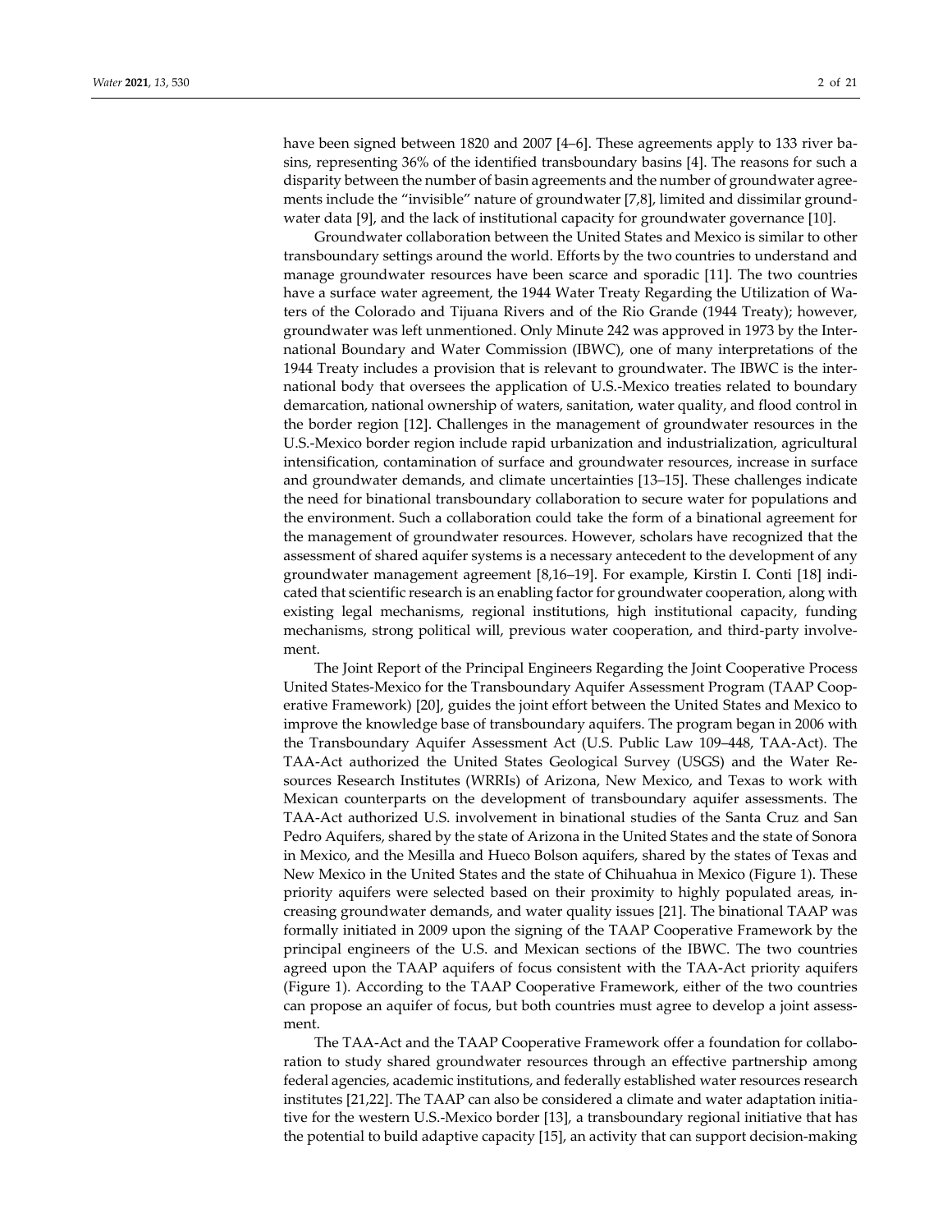have been signed between 1820 and 2007 [4–6]. These agreements apply to 133 river basins, representing 36% of the identified transboundary basins [4]. The reasons for such a disparity between the number of basin agreements and the number of groundwater agreements include the "invisible" nature of groundwater [7,8], limited and dissimilar groundwater data [9], and the lack of institutional capacity for groundwater governance [10].

Groundwater collaboration between the United States and Mexico is similar to other transboundary settings around the world. Efforts by the two countries to understand and manage groundwater resources have been scarce and sporadic [11]. The two countries have a surface water agreement, the 1944 Water Treaty Regarding the Utilization of Waters of the Colorado and Tijuana Rivers and of the Rio Grande (1944 Treaty); however, groundwater was left unmentioned. Only Minute 242 was approved in 1973 by the International Boundary and Water Commission (IBWC), one of many interpretations of the 1944 Treaty includes a provision that is relevant to groundwater. The IBWC is the international body that oversees the application of U.S.-Mexico treaties related to boundary demarcation, national ownership of waters, sanitation, water quality, and flood control in the border region [12]. Challenges in the management of groundwater resources in the U.S.-Mexico border region include rapid urbanization and industrialization, agricultural intensification, contamination of surface and groundwater resources, increase in surface and groundwater demands, and climate uncertainties [13–15]. These challenges indicate the need for binational transboundary collaboration to secure water for populations and the environment. Such a collaboration could take the form of a binational agreement for the management of groundwater resources. However, scholars have recognized that the assessment of shared aquifer systems is a necessary antecedent to the development of any groundwater management agreement [8,16–19]. For example, Kirstin I. Conti [18] indicated that scientific research is an enabling factor for groundwater cooperation, along with existing legal mechanisms, regional institutions, high institutional capacity, funding mechanisms, strong political will, previous water cooperation, and third-party involvement.

The Joint Report of the Principal Engineers Regarding the Joint Cooperative Process United States-Mexico for the Transboundary Aquifer Assessment Program (TAAP Cooperative Framework) [20], guides the joint effort between the United States and Mexico to improve the knowledge base of transboundary aquifers. The program began in 2006 with the Transboundary Aquifer Assessment Act (U.S. Public Law 109–448, TAA-Act). The TAA-Act authorized the United States Geological Survey (USGS) and the Water Resources Research Institutes (WRRIs) of Arizona, New Mexico, and Texas to work with Mexican counterparts on the development of transboundary aquifer assessments. The TAA-Act authorized U.S. involvement in binational studies of the Santa Cruz and San Pedro Aquifers, shared by the state of Arizona in the United States and the state of Sonora in Mexico, and the Mesilla and Hueco Bolson aquifers, shared by the states of Texas and New Mexico in the United States and the state of Chihuahua in Mexico (Figure 1). These priority aquifers were selected based on their proximity to highly populated areas, increasing groundwater demands, and water quality issues [21]. The binational TAAP was formally initiated in 2009 upon the signing of the TAAP Cooperative Framework by the principal engineers of the U.S. and Mexican sections of the IBWC. The two countries agreed upon the TAAP aquifers of focus consistent with the TAA-Act priority aquifers (Figure 1). According to the TAAP Cooperative Framework, either of the two countries can propose an aquifer of focus, but both countries must agree to develop a joint assessment.

The TAA-Act and the TAAP Cooperative Framework offer a foundation for collaboration to study shared groundwater resources through an effective partnership among federal agencies, academic institutions, and federally established water resources research institutes [21,22]. The TAAP can also be considered a climate and water adaptation initiative for the western U.S.-Mexico border [13], a transboundary regional initiative that has the potential to build adaptive capacity [15], an activity that can support decision-making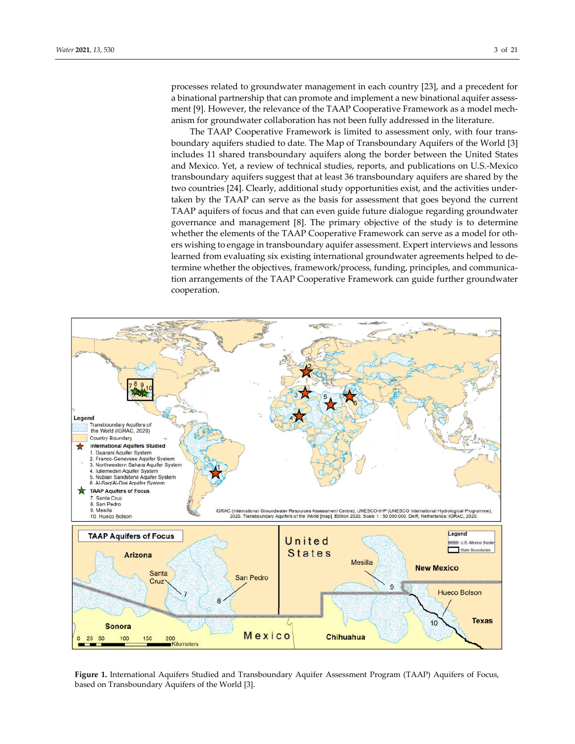processes related to groundwater management in each country [23], and a precedent for a binational partnership that can promote and implement a new binational aquifer assessment [9]. However, the relevance of the TAAP Cooperative Framework as a model mechanism for groundwater collaboration has not been fully addressed in the literature.

The TAAP Cooperative Framework is limited to assessment only, with four transboundary aquifers studied to date. The Map of Transboundary Aquifers of the World [3] includes 11 shared transboundary aquifers along the border between the United States and Mexico. Yet, a review of technical studies, reports, and publications on U.S.-Mexico transboundary aquifers suggest that at least 36 transboundary aquifers are shared by the two countries [24]. Clearly, additional study opportunities exist, and the activities undertaken by the TAAP can serve as the basis for assessment that goes beyond the current TAAP aquifers of focus and that can even guide future dialogue regarding groundwater governance and management [8]. The primary objective of the study is to determine whether the elements of the TAAP Cooperative Framework can serve as a model for others wishing to engage in transboundary aquifer assessment. Expert interviews and lessons learned from evaluating six existing international groundwater agreements helped to determine whether the objectives, framework/process, funding, principles, and communication arrangements of the TAAP Cooperative Framework can guide further groundwater cooperation.

**Figure 1.** International Aquifers Studied and Transboundary Aquifer Assessment Program (TAAP) Aquifers of Focus, based on Transboundary Aquifers of the World [3].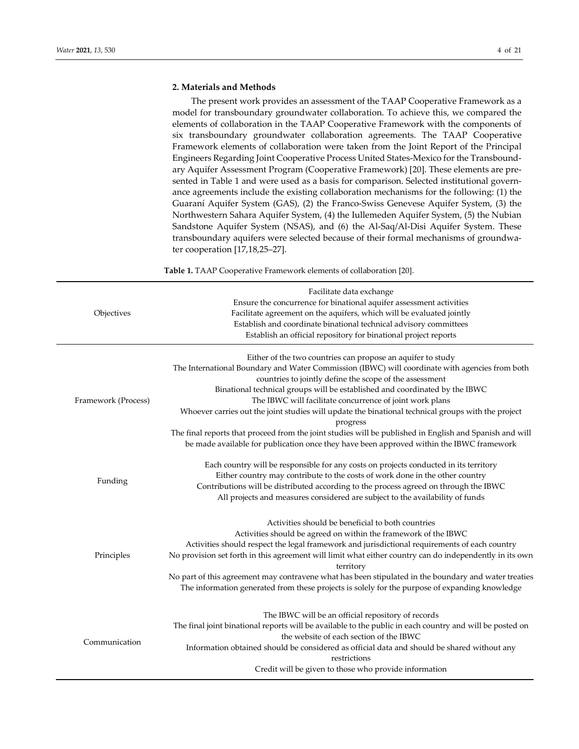## 2. Materials and Methods

The present work provides an assessment of the TAAP Cooperative Framework as a model for transboundary groundwater collaboration. To achieve this, we compared the elements of collaboration in the TAAP Cooperative Framework with the components of six transboundary groundwater collaboration agreements. The TAAP Cooperative Framework elements of collaboration were taken from the Joint Report of the Principal Engineers Regarding Joint Cooperative Process United States-Mexico for the Transboundary Aquifer Assessment Program (Cooperative Framework) [20]. These elements are presented in Table 1 and were used as a basis for comparison. Selected institutional governance agreements include the existing collaboration mechanisms for the following: (1) the Guaraní Aquifer System (GAS), (2) the Franco-Swiss Genevese Aquifer System, (3) the Northwestern Sahara Aquifer System, (4) the Iullemeden Aquifer System, (5) the Nubian Sandstone Aquifer System (NSAS), and (6) the Al-Saq/Al-Disi Aquifer System. These transboundary aquifers were selected because of their formal mechanisms of groundwater cooperation [17,18,25–27].

**Table 1.** TAAP Cooperative Framework elements of collaboration [20].

| | |
|---|---|
| Objectives | Facilitate data exchange<br>Ensure the concurrence for binational aquifer assessment activities<br>Facilitate agreement on the aquifers, which will be evaluated jointly<br>Establish and coordinate binational technical advisory committees<br>Establish an official repository for binational project reports |
| Framework (Process) | Either of the two countries can propose an aquifer to study<br>The International Boundary and Water Commission (IBWC) will coordinate with agencies from both countries to jointly define the scope of the assessment<br>Binational technical groups will be established and coordinated by the IBWC<br>The IBWC will facilitate concurrence of joint work plans<br>Whoever carries out the joint studies will update the binational technical groups with the project progress<br>The final reports that proceed from the joint studies will be published in English and Spanish and will be made available for publication once they have been approved within the IBWC framework |
| Funding | Each country will be responsible for any costs on projects conducted in its territory<br>Either country may contribute to the costs of work done in the other country<br>Contributions will be distributed according to the process agreed on through the IBWC<br>All projects and measures considered are subject to the availability of funds |
| Principles | Activities should be beneficial to both countries<br>Activities should be agreed on within the framework of the IBWC<br>Activities should respect the legal framework and jurisdictional requirements of each country<br>No provision set forth in this agreement will limit what either country can do independently in its own territory<br>No part of this agreement may contravene what has been stipulated in the boundary and water treaties<br>The information generated from these projects is solely for the purpose of expanding knowledge |
| Communication | The IBWC will be an official repository of records<br>The final joint binational reports will be available to the public in each country and will be posted on the website of each section of the IBWC<br>Information obtained should be considered as official data and should be shared without any restrictions<br>Credit will be given to those who provide information |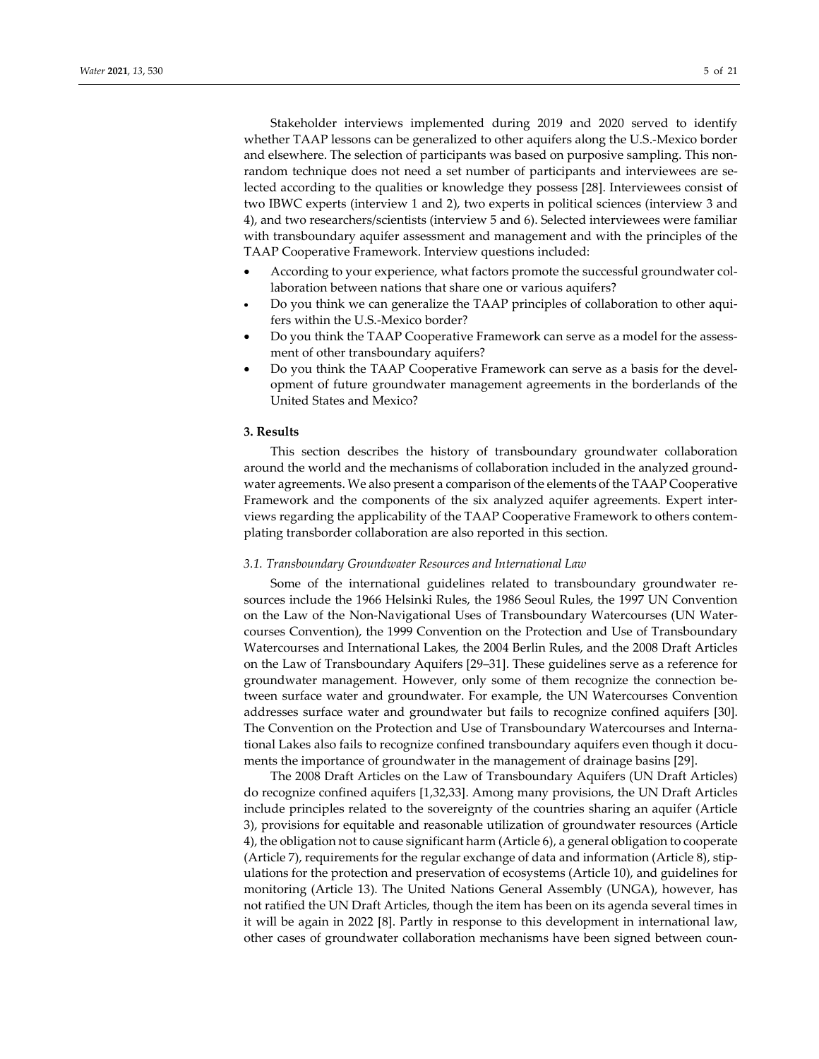Stakeholder interviews implemented during 2019 and 2020 served to identify whether TAAP lessons can be generalized to other aquifers along the U.S.-Mexico border and elsewhere. The selection of participants was based on purposive sampling. This non-random technique does not need a set number of participants and interviewees are selected according to the qualities or knowledge they possess [28]. Interviewees consist of two IBWC experts (interview 1 and 2), two experts in political sciences (interview 3 and 4), and two researchers/scientists (interview 5 and 6). Selected interviewees were familiar with transboundary aquifer assessment and management and with the principles of the TAAP Cooperative Framework. Interview questions included:

- According to your experience, what factors promote the successful groundwater collaboration between nations that share one or various aquifers?
- Do you think we can generalize the TAAP principles of collaboration to other aquifers within the U.S.-Mexico border?
- Do you think the TAAP Cooperative Framework can serve as a model for the assessment of other transboundary aquifers?
- Do you think the TAAP Cooperative Framework can serve as a basis for the development of future groundwater management agreements in the borderlands of the United States and Mexico?

## 3. Results

This section describes the history of transboundary groundwater collaboration around the world and the mechanisms of collaboration included in the analyzed groundwater agreements. We also present a comparison of the elements of the TAAP Cooperative Framework and the components of the six analyzed aquifer agreements. Expert interviews regarding the applicability of the TAAP Cooperative Framework to others contemplating transborder collaboration are also reported in this section.

### *3.1. Transboundary Groundwater Resources and International Law*

Some of the international guidelines related to transboundary groundwater resources include the 1966 Helsinki Rules, the 1986 Seoul Rules, the 1997 UN Convention on the Law of the Non-Navigational Uses of Transboundary Watercourses (UN Watercourses Convention), the 1999 Convention on the Protection and Use of Transboundary Watercourses and International Lakes, the 2004 Berlin Rules, and the 2008 Draft Articles on the Law of Transboundary Aquifers [29–31]. These guidelines serve as a reference for groundwater management. However, only some of them recognize the connection between surface water and groundwater. For example, the UN Watercourses Convention addresses surface water and groundwater but fails to recognize confined aquifers [30]. The Convention on the Protection and Use of Transboundary Watercourses and International Lakes also fails to recognize confined transboundary aquifers even though it documents the importance of groundwater in the management of drainage basins [29].

The 2008 Draft Articles on the Law of Transboundary Aquifers (UN Draft Articles) do recognize confined aquifers [1,32,33]. Among many provisions, the UN Draft Articles include principles related to the sovereignty of the countries sharing an aquifer (Article 3), provisions for equitable and reasonable utilization of groundwater resources (Article 4), the obligation not to cause significant harm (Article 6), a general obligation to cooperate (Article 7), requirements for the regular exchange of data and information (Article 8), stipulations for the protection and preservation of ecosystems (Article 10), and guidelines for monitoring (Article 13). The United Nations General Assembly (UNGA), however, has not ratified the UN Draft Articles, though the item has been on its agenda several times in it will be again in 2022 [8]. Partly in response to this development in international law, other cases of groundwater collaboration mechanisms have been signed between coun-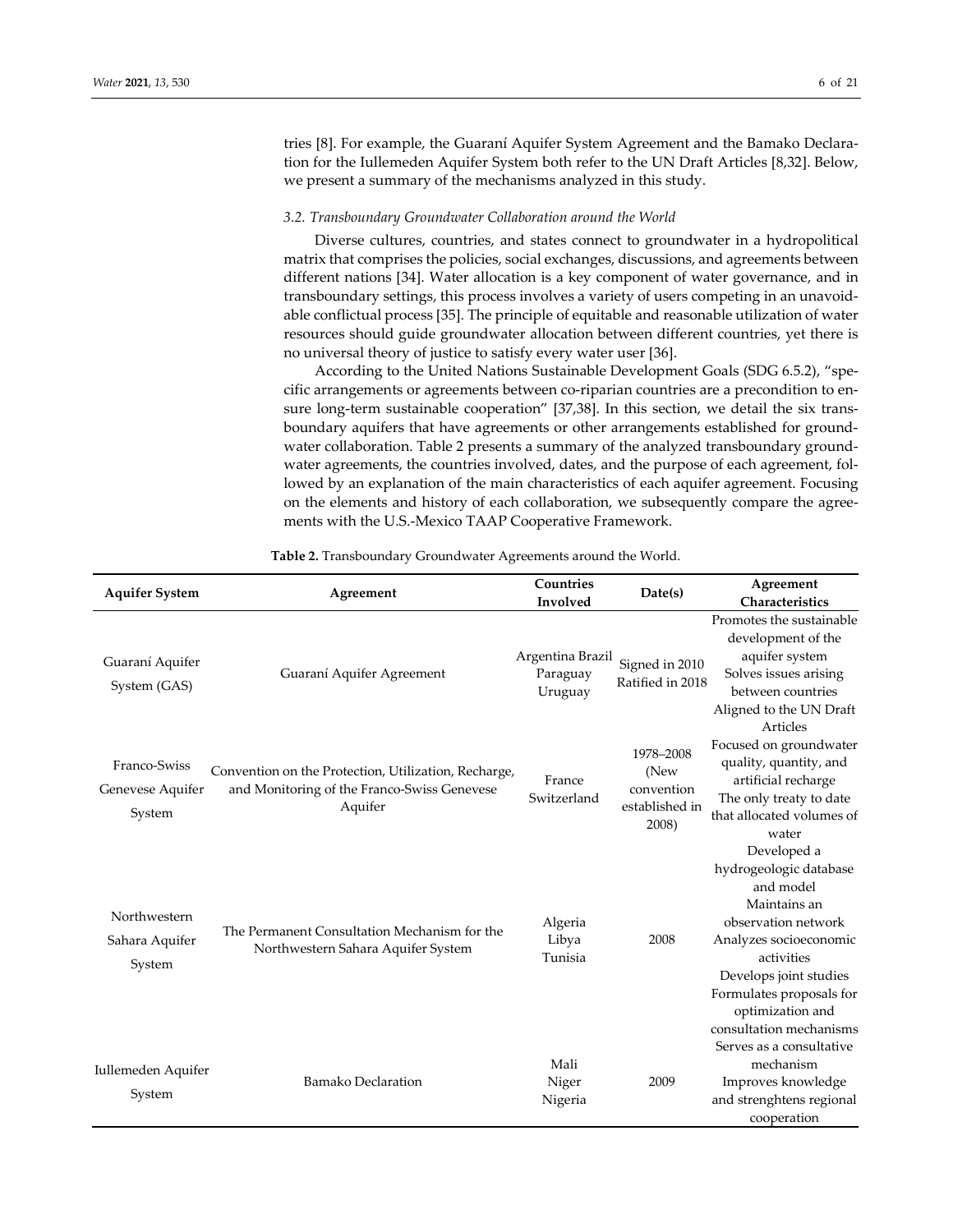tries [8]. For example, the Guaraní Aquifer System Agreement and the Bamako Declaration for the Iullemeden Aquifer System both refer to the UN Draft Articles [8,32]. Below, we present a summary of the mechanisms analyzed in this study.

### 3.2. Transboundary Groundwater Collaboration around the World

Diverse cultures, countries, and states connect to groundwater in a hydropolitical matrix that comprises the policies, social exchanges, discussions, and agreements between different nations [34]. Water allocation is a key component of water governance, and in transboundary settings, this process involves a variety of users competing in an unavoidable conflictual process [35]. The principle of equitable and reasonable utilization of water resources should guide groundwater allocation between different countries, yet there is no universal theory of justice to satisfy every water user [36].

According to the United Nations Sustainable Development Goals (SDG 6.5.2), "specific arrangements or agreements between co-riparian countries are a precondition to ensure long-term sustainable cooperation" [37,38]. In this section, we detail the six transboundary aquifers that have agreements or other arrangements established for groundwater collaboration. Table 2 presents a summary of the analyzed transboundary groundwater agreements, the countries involved, dates, and the purpose of each agreement, followed by an explanation of the main characteristics of each aquifer agreement. Focusing on the elements and history of each collaboration, we subsequently compare the agreements with the U.S.-Mexico TAAP Cooperative Framework.

**Table 2.** Transboundary Groundwater Agreements around the World.

| Aquifer System | Agreement | Countries Involved | Date(s) | Agreement Characteristics |
|---|---|---|---|---|
| Guaraní Aquifer System (GAS) | Guaraní Aquifer Agreement | Argentina Brazil Paraguay Uruguay | Signed in 2010 Ratified in 2018 | Promotes the sustainable development of the aquifer system<br>Solves issues arising between countries<br>Aligned to the UN Draft Articles |
| Franco-Swiss Genevese Aquifer System | Convention on the Protection, Utilization, Recharge, and Monitoring of the Franco-Swiss Genevese Aquifer | France Switzerland | 1978–2008 (New convention established in 2008) | Focused on groundwater quality, quantity, and artificial recharge<br>The only treaty to date that allocated volumes of water |
| Northwestern Sahara Aquifer System | The Permanent Consultation Mechanism for the Northwestern Sahara Aquifer System | Algeria Libya Tunisia | 2008 | Developed a hydrogeologic database and model<br>Maintains an observation network<br>Analyzes socioeconomic activities<br>Develops joint studies<br>Formulates proposals for optimization and consultation mechanisms |
| Iullemeden Aquifer System | Bamako Declaration | Mali Niger Nigeria | 2009 | Serves as a consultative mechanism<br>Improves knowledge and strenghtens regional cooperation |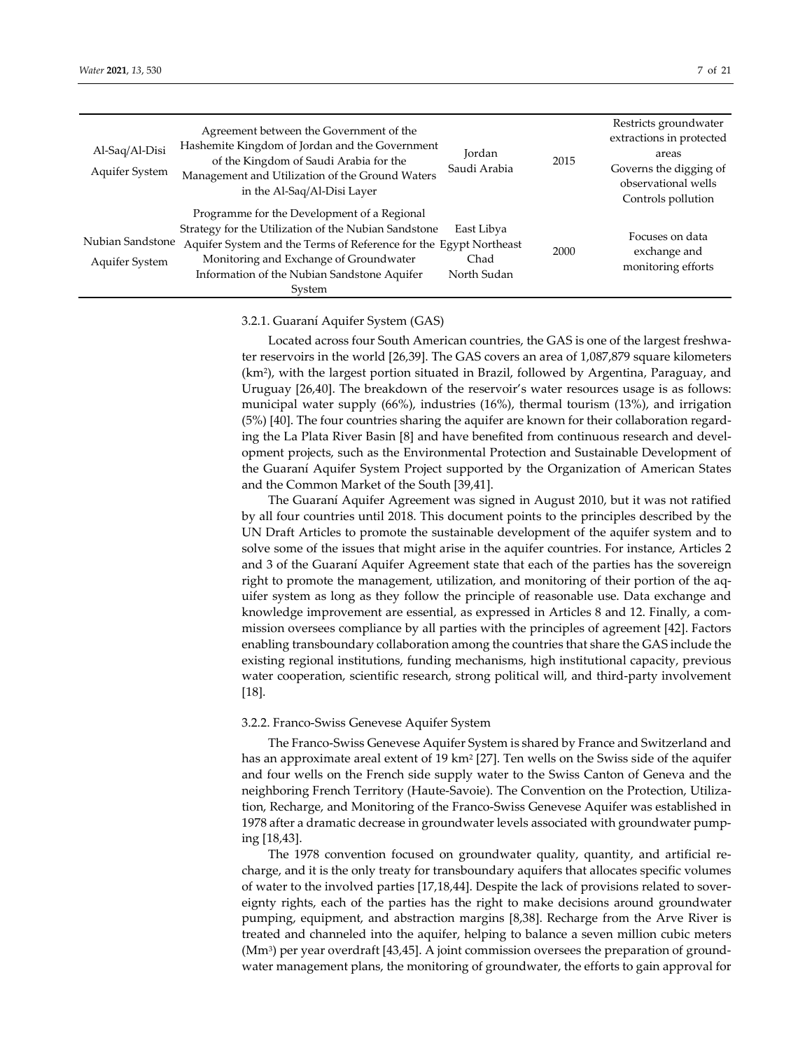| | | | | |
|---|---|---|---|---|
| Al-Saq/Al-Disi Aquifer System | Agreement between the Government of the Hashemite Kingdom of Jordan and the Government of the Kingdom of Saudi Arabia for the Management and Utilization of the Ground Waters in the Al-Saq/Al-Disi Layer | Jordan Saudi Arabia | 2015 | Restricts groundwater extractions in protected areas Governs the digging of observational wells Controls pollution |
| Nubian Sandstone Aquifer System | Programme for the Development of a Regional Strategy for the Utilization of the Nubian Sandstone Aquifer System and the Terms of Reference for the Monitoring and Exchange of Groundwater Information of the Nubian Sandstone Aquifer System | East Libya Egypt Northeast Chad North Sudan | 2000 | Focuses on data exchange and monitoring efforts |

#### 3.2.1. Guaraní Aquifer System (GAS)

Located across four South American countries, the GAS is one of the largest freshwater reservoirs in the world [26,39]. The GAS covers an area of 1,087,879 square kilometers ($km^2$), with the largest portion situated in Brazil, followed by Argentina, Paraguay, and Uruguay [26,40]. The breakdown of the reservoir's water resources usage is as follows: municipal water supply (66%), industries (16%), thermal tourism (13%), and irrigation (5%) [40]. The four countries sharing the aquifer are known for their collaboration regarding the La Plata River Basin [8] and have benefited from continuous research and development projects, such as the Environmental Protection and Sustainable Development of the Guaraní Aquifer System Project supported by the Organization of American States and the Common Market of the South [39,41].

The Guaraní Aquifer Agreement was signed in August 2010, but it was not ratified by all four countries until 2018. This document points to the principles described by the UN Draft Articles to promote the sustainable development of the aquifer system and to solve some of the issues that might arise in the aquifer countries. For instance, Articles 2 and 3 of the Guaraní Aquifer Agreement state that each of the parties has the sovereign right to promote the management, utilization, and monitoring of their portion of the aquifer system as long as they follow the principle of reasonable use. Data exchange and knowledge improvement are essential, as expressed in Articles 8 and 12. Finally, a commission oversees compliance by all parties with the principles of agreement [42]. Factors enabling transboundary collaboration among the countries that share the GAS include the existing regional institutions, funding mechanisms, high institutional capacity, previous water cooperation, scientific research, strong political will, and third-party involvement [18].

#### 3.2.2. Franco-Swiss Genevese Aquifer System

The Franco-Swiss Genevese Aquifer System is shared by France and Switzerland and has an approximate areal extent of 19 $km^2$ [27]. Ten wells on the Swiss side of the aquifer and four wells on the French side supply water to the Swiss Canton of Geneva and the neighboring French Territory (Haute-Savoie). The Convention on the Protection, Utilization, Recharge, and Monitoring of the Franco-Swiss Genevese Aquifer was established in 1978 after a dramatic decrease in groundwater levels associated with groundwater pumping [18,43].

The 1978 convention focused on groundwater quality, quantity, and artificial recharge, and it is the only treaty for transboundary aquifers that allocates specific volumes of water to the involved parties [17,18,44]. Despite the lack of provisions related to sovereignty rights, each of the parties has the right to make decisions around groundwater pumping, equipment, and abstraction margins [8,38]. Recharge from the Arve River is treated and channeled into the aquifer, helping to balance a seven million cubic meters ($Mm^3$) per year overdraft [43,45]. A joint commission oversees the preparation of groundwater management plans, the monitoring of groundwater, the efforts to gain approval for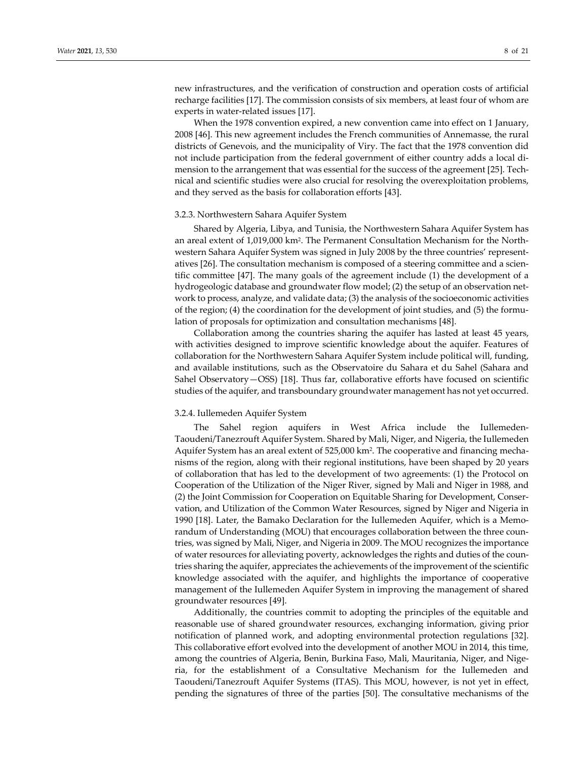new infrastructures, and the verification of construction and operation costs of artificial recharge facilities [17]. The commission consists of six members, at least four of whom are experts in water-related issues [17].

When the 1978 convention expired, a new convention came into effect on 1 January, 2008 [46]. This new agreement includes the French communities of Annemasse, the rural districts of Genevois, and the municipality of Viry. The fact that the 1978 convention did not include participation from the federal government of either country adds a local dimension to the arrangement that was essential for the success of the agreement [25]. Technical and scientific studies were also crucial for resolving the overexploitation problems, and they served as the basis for collaboration efforts [43].

### 3.2.3. Northwestern Sahara Aquifer System

Shared by Algeria, Libya, and Tunisia, the Northwestern Sahara Aquifer System has an areal extent of 1,019,000 km$^2$. The Permanent Consultation Mechanism for the Northwestern Sahara Aquifer System was signed in July 2008 by the three countries' representatives [26]. The consultation mechanism is composed of a steering committee and a scientific committee [47]. The many goals of the agreement include (1) the development of a hydrogeologic database and groundwater flow model; (2) the setup of an observation network to process, analyze, and validate data; (3) the analysis of the socioeconomic activities of the region; (4) the coordination for the development of joint studies, and (5) the formulation of proposals for optimization and consultation mechanisms [48].

Collaboration among the countries sharing the aquifer has lasted at least 45 years, with activities designed to improve scientific knowledge about the aquifer. Features of collaboration for the Northwestern Sahara Aquifer System include political will, funding, and available institutions, such as the Observatoire du Sahara et du Sahel (Sahara and Sahel Observatory—OSS) [18]. Thus far, collaborative efforts have focused on scientific studies of the aquifer, and transboundary groundwater management has not yet occurred.

### 3.2.4. Iullemeden Aquifer System

The Sahel region aquifers in West Africa include the Iullemeden-Taoudeni/Tanezrouft Aquifer System. Shared by Mali, Niger, and Nigeria, the Iullemeden Aquifer System has an areal extent of 525,000 km$^2$. The cooperative and financing mechanisms of the region, along with their regional institutions, have been shaped by 20 years of collaboration that has led to the development of two agreements: (1) the Protocol on Cooperation of the Utilization of the Niger River, signed by Mali and Niger in 1988, and (2) the Joint Commission for Cooperation on Equitable Sharing for Development, Conservation, and Utilization of the Common Water Resources, signed by Niger and Nigeria in 1990 [18]. Later, the Bamako Declaration for the Iullemeden Aquifer, which is a Memorandum of Understanding (MOU) that encourages collaboration between the three countries, was signed by Mali, Niger, and Nigeria in 2009. The MOU recognizes the importance of water resources for alleviating poverty, acknowledges the rights and duties of the countries sharing the aquifer, appreciates the achievements of the improvement of the scientific knowledge associated with the aquifer, and highlights the importance of cooperative management of the Iullemeden Aquifer System in improving the management of shared groundwater resources [49].

Additionally, the countries commit to adopting the principles of the equitable and reasonable use of shared groundwater resources, exchanging information, giving prior notification of planned work, and adopting environmental protection regulations [32]. This collaborative effort evolved into the development of another MOU in 2014, this time, among the countries of Algeria, Benin, Burkina Faso, Mali, Mauritania, Niger, and Nigeria, for the establishment of a Consultative Mechanism for the Iullemeden and Taoudeni/Tanezrouft Aquifer Systems (ITAS). This MOU, however, is not yet in effect, pending the signatures of three of the parties [50]. The consultative mechanisms of the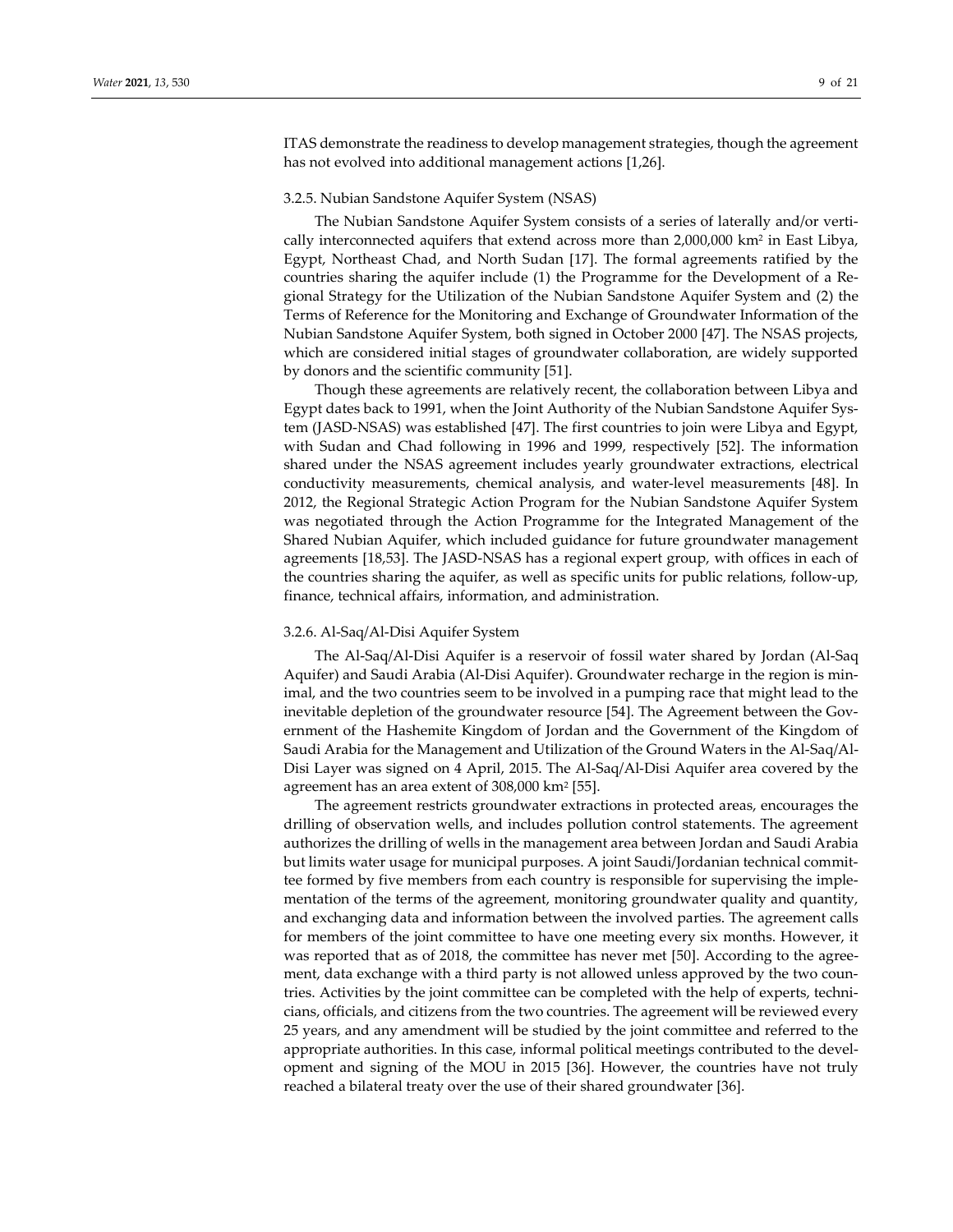ITAS demonstrate the readiness to develop management strategies, though the agreement has not evolved into additional management actions [1,26].

#### 3.2.5. Nubian Sandstone Aquifer System (NSAS)

The Nubian Sandstone Aquifer System consists of a series of laterally and/or vertically interconnected aquifers that extend across more than 2,000,000 km$^2$ in East Libya, Egypt, Northeast Chad, and North Sudan [17]. The formal agreements ratified by the countries sharing the aquifer include (1) the Programme for the Development of a Regional Strategy for the Utilization of the Nubian Sandstone Aquifer System and (2) the Terms of Reference for the Monitoring and Exchange of Groundwater Information of the Nubian Sandstone Aquifer System, both signed in October 2000 [47]. The NSAS projects, which are considered initial stages of groundwater collaboration, are widely supported by donors and the scientific community [51].

Though these agreements are relatively recent, the collaboration between Libya and Egypt dates back to 1991, when the Joint Authority of the Nubian Sandstone Aquifer System (JASD-NSAS) was established [47]. The first countries to join were Libya and Egypt, with Sudan and Chad following in 1996 and 1999, respectively [52]. The information shared under the NSAS agreement includes yearly groundwater extractions, electrical conductivity measurements, chemical analysis, and water-level measurements [48]. In 2012, the Regional Strategic Action Program for the Nubian Sandstone Aquifer System was negotiated through the Action Programme for the Integrated Management of the Shared Nubian Aquifer, which included guidance for future groundwater management agreements [18,53]. The JASD-NSAS has a regional expert group, with offices in each of the countries sharing the aquifer, as well as specific units for public relations, follow-up, finance, technical affairs, information, and administration.

#### 3.2.6. Al-Saq/Al-Disi Aquifer System

The Al-Saq/Al-Disi Aquifer is a reservoir of fossil water shared by Jordan (Al-Saq Aquifer) and Saudi Arabia (Al-Disi Aquifer). Groundwater recharge in the region is minimal, and the two countries seem to be involved in a pumping race that might lead to the inevitable depletion of the groundwater resource [54]. The Agreement between the Government of the Hashemite Kingdom of Jordan and the Government of the Kingdom of Saudi Arabia for the Management and Utilization of the Ground Waters in the Al-Saq/Al-Disi Layer was signed on 4 April, 2015. The Al-Saq/Al-Disi Aquifer area covered by the agreement has an area extent of 308,000 km$^2$ [55].

The agreement restricts groundwater extractions in protected areas, encourages the drilling of observation wells, and includes pollution control statements. The agreement authorizes the drilling of wells in the management area between Jordan and Saudi Arabia but limits water usage for municipal purposes. A joint Saudi/Jordanian technical committee formed by five members from each country is responsible for supervising the implementation of the terms of the agreement, monitoring groundwater quality and quantity, and exchanging data and information between the involved parties. The agreement calls for members of the joint committee to have one meeting every six months. However, it was reported that as of 2018, the committee has never met [50]. According to the agreement, data exchange with a third party is not allowed unless approved by the two countries. Activities by the joint committee can be completed with the help of experts, technicians, officials, and citizens from the two countries. The agreement will be reviewed every 25 years, and any amendment will be studied by the joint committee and referred to the appropriate authorities. In this case, informal political meetings contributed to the development and signing of the MOU in 2015 [36]. However, the countries have not truly reached a bilateral treaty over the use of their shared groundwater [36].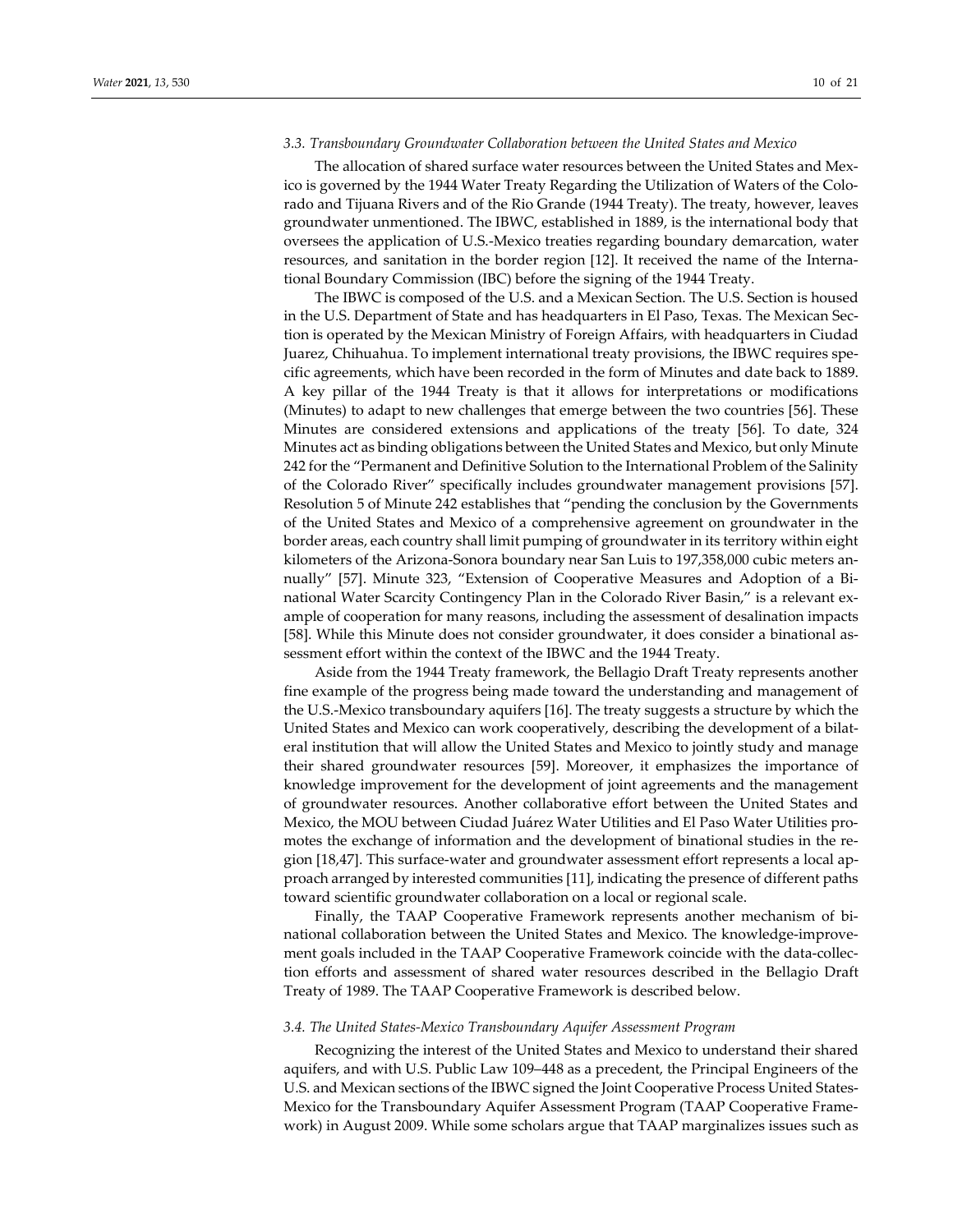### 3.3. Transboundary Groundwater Collaboration between the United States and Mexico

The allocation of shared surface water resources between the United States and Mexico is governed by the 1944 Water Treaty Regarding the Utilization of Waters of the Colorado and Tijuana Rivers and of the Rio Grande (1944 Treaty). The treaty, however, leaves groundwater unmentioned. The IBWC, established in 1889, is the international body that oversees the application of U.S.-Mexico treaties regarding boundary demarcation, water resources, and sanitation in the border region [12]. It received the name of the International Boundary Commission (IBC) before the signing of the 1944 Treaty.

The IBWC is composed of the U.S. and a Mexican Section. The U.S. Section is housed in the U.S. Department of State and has headquarters in El Paso, Texas. The Mexican Section is operated by the Mexican Ministry of Foreign Affairs, with headquarters in Ciudad Juarez, Chihuahua. To implement international treaty provisions, the IBWC requires specific agreements, which have been recorded in the form of Minutes and date back to 1889. A key pillar of the 1944 Treaty is that it allows for interpretations or modifications (Minutes) to adapt to new challenges that emerge between the two countries [56]. These Minutes are considered extensions and applications of the treaty [56]. To date, 324 Minutes act as binding obligations between the United States and Mexico, but only Minute 242 for the "Permanent and Definitive Solution to the International Problem of the Salinity of the Colorado River" specifically includes groundwater management provisions [57]. Resolution 5 of Minute 242 establishes that "pending the conclusion by the Governments of the United States and Mexico of a comprehensive agreement on groundwater in the border areas, each country shall limit pumping of groundwater in its territory within eight kilometers of the Arizona-Sonora boundary near San Luis to 197,358,000 cubic meters annually" [57]. Minute 323, "Extension of Cooperative Measures and Adoption of a Binational Water Scarcity Contingency Plan in the Colorado River Basin," is a relevant example of cooperation for many reasons, including the assessment of desalination impacts [58]. While this Minute does not consider groundwater, it does consider a binational assessment effort within the context of the IBWC and the 1944 Treaty.

Aside from the 1944 Treaty framework, the Bellagio Draft Treaty represents another fine example of the progress being made toward the understanding and management of the U.S.-Mexico transboundary aquifers [16]. The treaty suggests a structure by which the United States and Mexico can work cooperatively, describing the development of a bilateral institution that will allow the United States and Mexico to jointly study and manage their shared groundwater resources [59]. Moreover, it emphasizes the importance of knowledge improvement for the development of joint agreements and the management of groundwater resources. Another collaborative effort between the United States and Mexico, the MOU between Ciudad Juárez Water Utilities and El Paso Water Utilities promotes the exchange of information and the development of binational studies in the region [18,47]. This surface-water and groundwater assessment effort represents a local approach arranged by interested communities [11], indicating the presence of different paths toward scientific groundwater collaboration on a local or regional scale.

Finally, the TAAP Cooperative Framework represents another mechanism of binational collaboration between the United States and Mexico. The knowledge-improvement goals included in the TAAP Cooperative Framework coincide with the data-collection efforts and assessment of shared water resources described in the Bellagio Draft Treaty of 1989. The TAAP Cooperative Framework is described below.

### 3.4. The United States-Mexico Transboundary Aquifer Assessment Program

Recognizing the interest of the United States and Mexico to understand their shared aquifers, and with U.S. Public Law 109–448 as a precedent, the Principal Engineers of the U.S. and Mexican sections of the IBWC signed the Joint Cooperative Process United States-Mexico for the Transboundary Aquifer Assessment Program (TAAP Cooperative Framework) in August 2009. While some scholars argue that TAAP marginalizes issues such as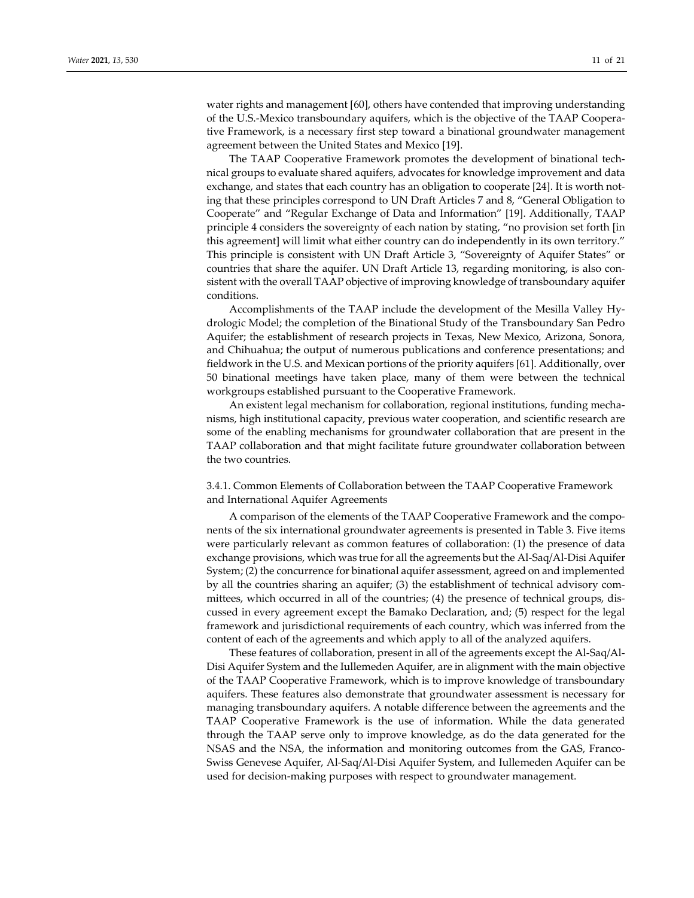water rights and management [60], others have contended that improving understanding of the U.S.-Mexico transboundary aquifers, which is the objective of the TAAP Cooperative Framework, is a necessary first step toward a binational groundwater management agreement between the United States and Mexico [19].

The TAAP Cooperative Framework promotes the development of binational technical groups to evaluate shared aquifers, advocates for knowledge improvement and data exchange, and states that each country has an obligation to cooperate [24]. It is worth noting that these principles correspond to UN Draft Articles 7 and 8, "General Obligation to Cooperate" and "Regular Exchange of Data and Information" [19]. Additionally, TAAP principle 4 considers the sovereignty of each nation by stating, "no provision set forth [in this agreement] will limit what either country can do independently in its own territory." This principle is consistent with UN Draft Article 3, "Sovereignty of Aquifer States" or countries that share the aquifer. UN Draft Article 13, regarding monitoring, is also consistent with the overall TAAP objective of improving knowledge of transboundary aquifer conditions.

Accomplishments of the TAAP include the development of the Mesilla Valley Hydrologic Model; the completion of the Binational Study of the Transboundary San Pedro Aquifer; the establishment of research projects in Texas, New Mexico, Arizona, Sonora, and Chihuahua; the output of numerous publications and conference presentations; and fieldwork in the U.S. and Mexican portions of the priority aquifers [61]. Additionally, over 50 binational meetings have taken place, many of them were between the technical workgroups established pursuant to the Cooperative Framework.

An existent legal mechanism for collaboration, regional institutions, funding mechanisms, high institutional capacity, previous water cooperation, and scientific research are some of the enabling mechanisms for groundwater collaboration that are present in the TAAP collaboration and that might facilitate future groundwater collaboration between the two countries.

#### 3.4.1. Common Elements of Collaboration between the TAAP Cooperative Framework and International Aquifer Agreements

A comparison of the elements of the TAAP Cooperative Framework and the components of the six international groundwater agreements is presented in Table 3. Five items were particularly relevant as common features of collaboration: (1) the presence of data exchange provisions, which was true for all the agreements but the Al-Saq/Al-Disi Aquifer System; (2) the concurrence for binational aquifer assessment, agreed on and implemented by all the countries sharing an aquifer; (3) the establishment of technical advisory committees, which occurred in all of the countries; (4) the presence of technical groups, discussed in every agreement except the Bamako Declaration, and; (5) respect for the legal framework and jurisdictional requirements of each country, which was inferred from the content of each of the agreements and which apply to all of the analyzed aquifers.

These features of collaboration, present in all of the agreements except the Al-Saq/Al-Disi Aquifer System and the Iullemeden Aquifer, are in alignment with the main objective of the TAAP Cooperative Framework, which is to improve knowledge of transboundary aquifers. These features also demonstrate that groundwater assessment is necessary for managing transboundary aquifers. A notable difference between the agreements and the TAAP Cooperative Framework is the use of information. While the data generated through the TAAP serve only to improve knowledge, as do the data generated for the NSAS and the NSA, the information and monitoring outcomes from the GAS, Franco-Swiss Genevese Aquifer, Al-Saq/Al-Disi Aquifer System, and Iullemeden Aquifer can be used for decision-making purposes with respect to groundwater management.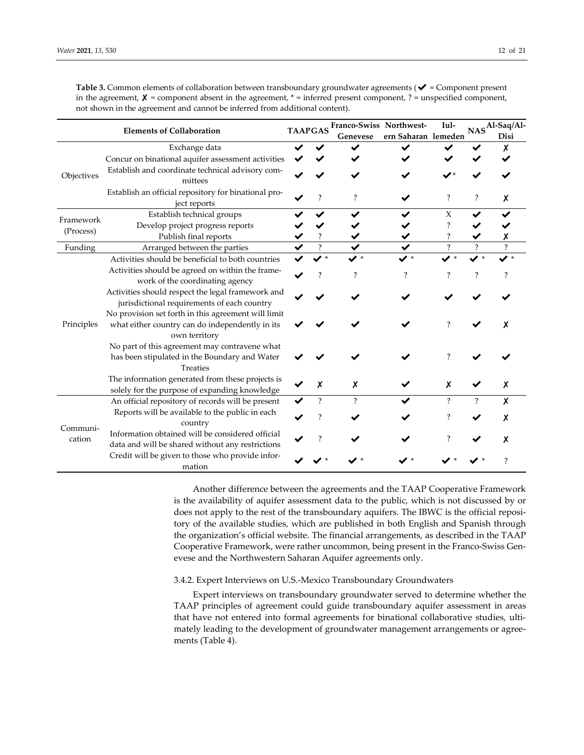**Table 3.** Common elements of collaboration between transboundary groundwater agreements (✔ = Component present in the agreement, ✗ = component absent in the agreement, * = inferred present component, ? = unspecified component, not shown in the agreement and cannot be inferred from additional content).

| | Elements of Collaboration | TAAP | GAS | Franco-Swiss Genevese | Northwestern Saharan | Iullemeden | NAS | Al-Saq/Al-Disi |
|---|---|---|---|---|---|---|---|---|
| Objectives | Exchange data | ✔ | ✔ | ✔ | ✔ | ✔ | ✔ | ✗ |
| | Concur on binational aquifer assessment activities | ✔ | ✔ | ✔ | ✔ | ✔ | ✔ | ✔ |
| | Establish and coordinate technical advisory committees | ✔ | ✔ | ✔ | ✔ | ✔* | ✔ | ✔ |
| | Establish an official repository for binational project reports | ✔ | ? | ? | ✔ | ? | ? | ✗ |
| Framework (Process) | Establish technical groups | ✔ | ✔ | ✔ | ✔ | X | ✔ | ✔ |
| | Develop project progress reports | ✔ | ✔ | ✔ | ✔ | ? | ✔ | ✔ |
| | Publish final reports | ✔ | ? | ✔ | ✔ | ? | ✔ | ✗ |
| Funding | Arranged between the parties | ✔ | ? | ✔ | ✔ | ? | ? | ? |
| Principles | Activities should be beneficial to both countries | ✔ | ✔* | ✔* | ✔* | ✔* | ✔* | ✔* |
| | Activities should be agreed on within the framework of the coordinating agency | ✔ | ? | ? | ? | ? | ? | ? |
| | Activities should respect the legal framework and jurisdictional requirements of each country | ✔ | ✔ | ✔ | ✔ | ✔ | ✔ | ✔ |
| | No provision set forth in this agreement will limit what either country can do independently in its own territory | ✔ | ✔ | ✔ | ✔ | ? | ✔ | ✗ |
| | No part of this agreement may contravene what has been stipulated in the Boundary and Water Treaties | ✔ | ✔ | ✔ | ✔ | ? | ✔ | ✔ |
| | The information generated from these projects is solely for the purpose of expanding knowledge | ✔ | ✗ | ✗ | ✔ | ✗ | ✔ | ✗ |
| Communication | An official repository of records will be present | ✔ | ? | ? | ✔ | ? | ? | ✗ |
| | Reports will be available to the public in each country | ✔ | ? | ✔ | ✔ | ? | ✔ | ✗ |
| | Information obtained will be considered official data and will be shared without any restrictions | ✔ | ? | ✔ | ✔ | ? | ✔ | ✗ |
| | Credit will be given to those who provide information | ✔ | ✔* | ✔* | ✔* | ✔* | ✔* | ? |

Another difference between the agreements and the TAAP Cooperative Framework is the availability of aquifer assessment data to the public, which is not discussed by or does not apply to the rest of the transboundary aquifers. The IBWC is the official repository of the available studies, which are published in both English and Spanish through the organization's official website. The financial arrangements, as described in the TAAP Cooperative Framework, were rather uncommon, being present in the Franco-Swiss Genevese and the Northwestern Saharan Aquifer agreements only.

### 3.4.2. Expert Interviews on U.S.-Mexico Transboundary Groundwaters

Expert interviews on transboundary groundwater served to determine whether the TAAP principles of agreement could guide transboundary aquifer assessment in areas that have not entered into formal agreements for binational collaborative studies, ultimately leading to the development of groundwater management arrangements or agreements (Table 4).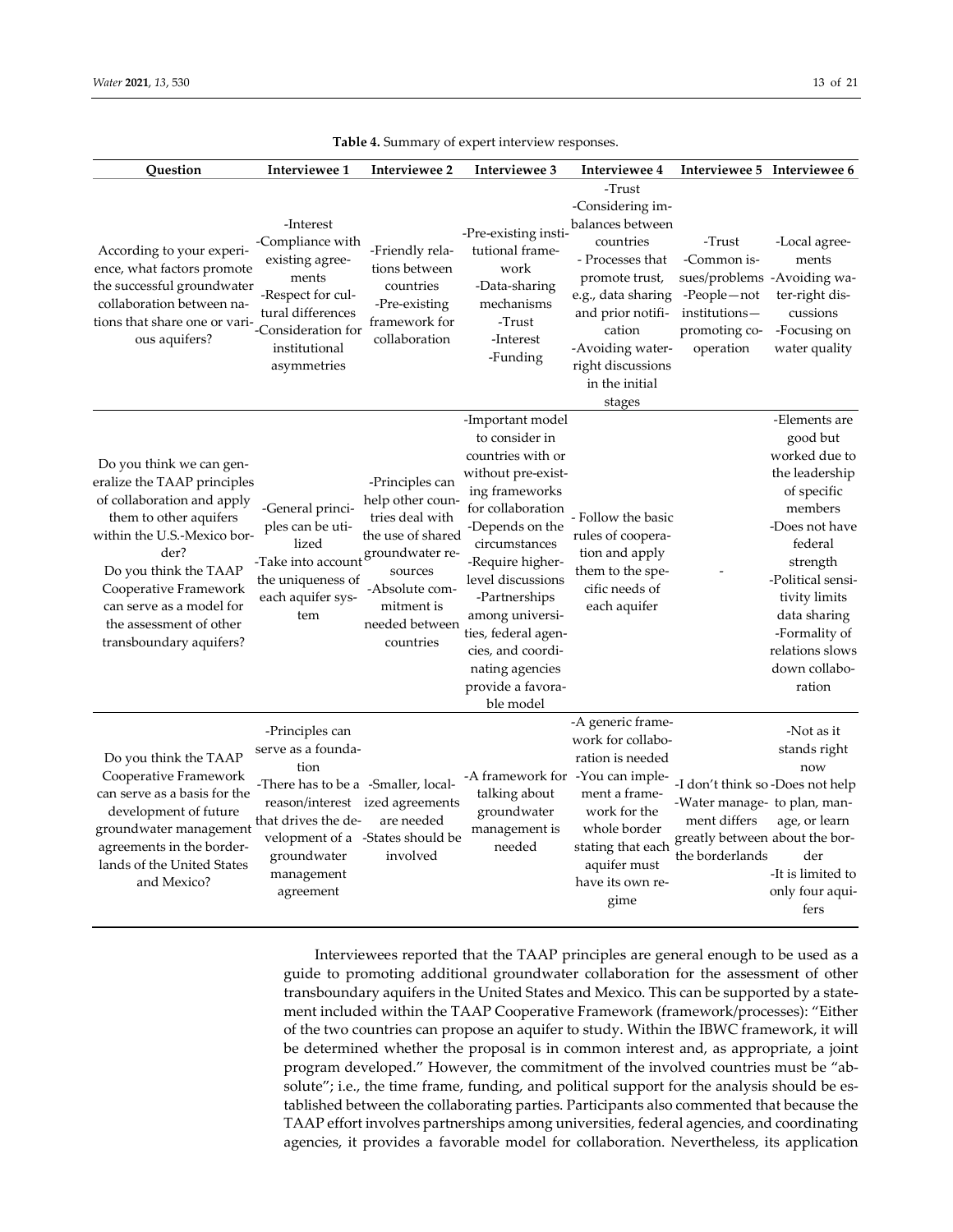**Table 4.** Summary of expert interview responses.

| Question | Interviewee 1 | Interviewee 2 | Interviewee 3 | Interviewee 4 | Interviewee 5 | Interviewee 6 |
|---|---|---|---|---|---|---|
| According to your experience, what factors promote the successful groundwater collaboration between nations that share one or various aquifers? | -Interest<br>-Compliance with existing agreements<br>-Respect for cultural differences<br>-Consideration for institutional asymmetries | -Friendly relations between countries<br>-Pre-existing framework for collaboration | -Pre-existing institutional framework<br>-Data-sharing mechanisms<br>-Trust<br>-Interest<br>-Funding | -Trust<br>-Considering imbalances between countries<br>- Processes that promote trust, e.g., data sharing and prior notification<br>-Avoiding water-right discussions in the initial stages | -Trust<br>-Common issues/problems<br>-People—not institutions—promoting cooperation | -Local agreements<br>-Avoiding water-right discussions<br>-Focusing on water quality |
| Do you think we can generalize the TAAP principles of collaboration and apply them to other aquifers within the U.S.-Mexico border?<br>Do you think the TAAP Cooperative Framework can serve as a model for the assessment of other transboundary aquifers? | -General principles can be utilized<br>-Take into account the uniqueness of each aquifer system | -Principles can help other countries deal with the use of shared groundwater resources<br>-Absolute commitment is needed between countries | -Important model to consider in countries with or without pre-existing frameworks for collaboration<br>-Depends on the circumstances<br>-Require higher-level discussions<br>-Partnerships among universities, federal agencies, and coordinating agencies provide a favorable model | - Follow the basic rules of cooperation and apply them to the specific needs of each aquifer | - | -Elements are good but worked due to the leadership of specific members<br>-Does not have federal strength<br>-Political sensitivity limits data sharing<br>-Formality of relations slows down collaboration |
| Do you think the TAAP Cooperative Framework can serve as a basis for the development of future groundwater management agreements in the borderlands of the United States and Mexico? | -Principles can serve as a foundation<br>-There has to be a reason/interest that drives the development of a groundwater management agreement | -Smaller, localized agreements are needed<br>-States should be involved | -A framework for talking about groundwater management is needed | -A generic framework for collaboration is needed<br>-You can implement a framework for the whole border stating that each aquifer must have its own regime | -I don't think so<br>-Water management differs greatly between the borderlands | -Not as it stands right now<br>-Does not help to plan, manage, or learn about the border<br>-It is limited to only four aquifers |

Interviewees reported that the TAAP principles are general enough to be used as a guide to promoting additional groundwater collaboration for the assessment of other transboundary aquifers in the United States and Mexico. This can be supported by a statement included within the TAAP Cooperative Framework (framework/processes): "Either of the two countries can propose an aquifer to study. Within the IBWC framework, it will be determined whether the proposal is in common interest and, as appropriate, a joint program developed." However, the commitment of the involved countries must be "absolute"; i.e., the time frame, funding, and political support for the analysis should be established between the collaborating parties. Participants also commented that because the TAAP effort involves partnerships among universities, federal agencies, and coordinating agencies, it provides a favorable model for collaboration. Nevertheless, its application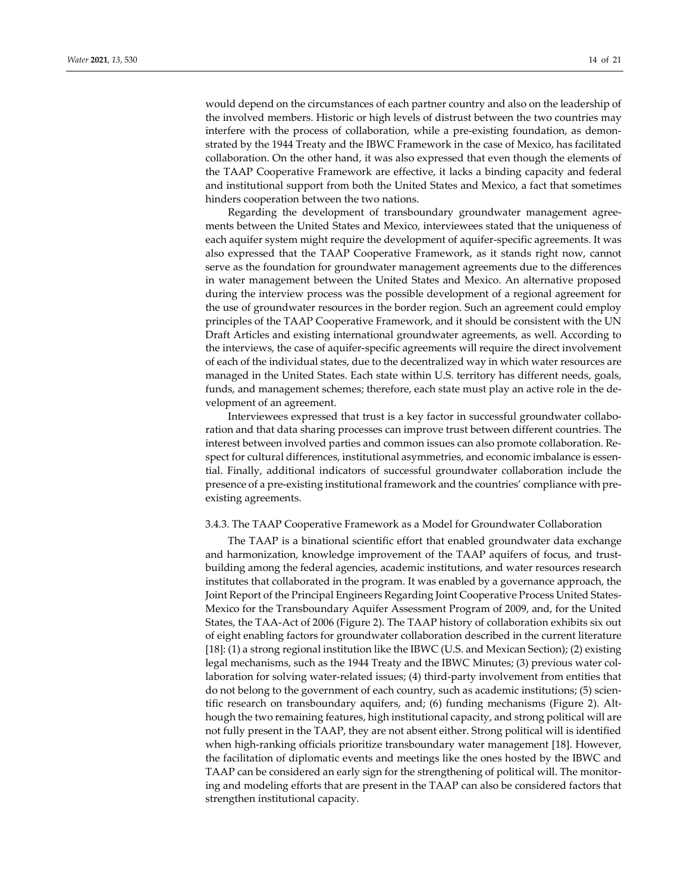would depend on the circumstances of each partner country and also on the leadership of the involved members. Historic or high levels of distrust between the two countries may interfere with the process of collaboration, while a pre-existing foundation, as demonstrated by the 1944 Treaty and the IBWC Framework in the case of Mexico, has facilitated collaboration. On the other hand, it was also expressed that even though the elements of the TAAP Cooperative Framework are effective, it lacks a binding capacity and federal and institutional support from both the United States and Mexico, a fact that sometimes hinders cooperation between the two nations.

Regarding the development of transboundary groundwater management agreements between the United States and Mexico, interviewees stated that the uniqueness of each aquifer system might require the development of aquifer-specific agreements. It was also expressed that the TAAP Cooperative Framework, as it stands right now, cannot serve as the foundation for groundwater management agreements due to the differences in water management between the United States and Mexico. An alternative proposed during the interview process was the possible development of a regional agreement for the use of groundwater resources in the border region. Such an agreement could employ principles of the TAAP Cooperative Framework, and it should be consistent with the UN Draft Articles and existing international groundwater agreements, as well. According to the interviews, the case of aquifer-specific agreements will require the direct involvement of each of the individual states, due to the decentralized way in which water resources are managed in the United States. Each state within U.S. territory has different needs, goals, funds, and management schemes; therefore, each state must play an active role in the development of an agreement.

Interviewees expressed that trust is a key factor in successful groundwater collaboration and that data sharing processes can improve trust between different countries. The interest between involved parties and common issues can also promote collaboration. Respect for cultural differences, institutional asymmetries, and economic imbalance is essential. Finally, additional indicators of successful groundwater collaboration include the presence of a pre-existing institutional framework and the countries' compliance with pre-existing agreements.

#### 3.4.3. The TAAP Cooperative Framework as a Model for Groundwater Collaboration

The TAAP is a binational scientific effort that enabled groundwater data exchange and harmonization, knowledge improvement of the TAAP aquifers of focus, and trust-building among the federal agencies, academic institutions, and water resources research institutes that collaborated in the program. It was enabled by a governance approach, the Joint Report of the Principal Engineers Regarding Joint Cooperative Process United States-Mexico for the Transboundary Aquifer Assessment Program of 2009, and, for the United States, the TAA-Act of 2006 (Figure 2). The TAAP history of collaboration exhibits six out of eight enabling factors for groundwater collaboration described in the current literature [18]: (1) a strong regional institution like the IBWC (U.S. and Mexican Section); (2) existing legal mechanisms, such as the 1944 Treaty and the IBWC Minutes; (3) previous water collaboration for solving water-related issues; (4) third-party involvement from entities that do not belong to the government of each country, such as academic institutions; (5) scientific research on transboundary aquifers, and; (6) funding mechanisms (Figure 2). Although the two remaining features, high institutional capacity, and strong political will are not fully present in the TAAP, they are not absent either. Strong political will is identified when high-ranking officials prioritize transboundary water management [18]. However, the facilitation of diplomatic events and meetings like the ones hosted by the IBWC and TAAP can be considered an early sign for the strengthening of political will. The monitoring and modeling efforts that are present in the TAAP can also be considered factors that strengthen institutional capacity.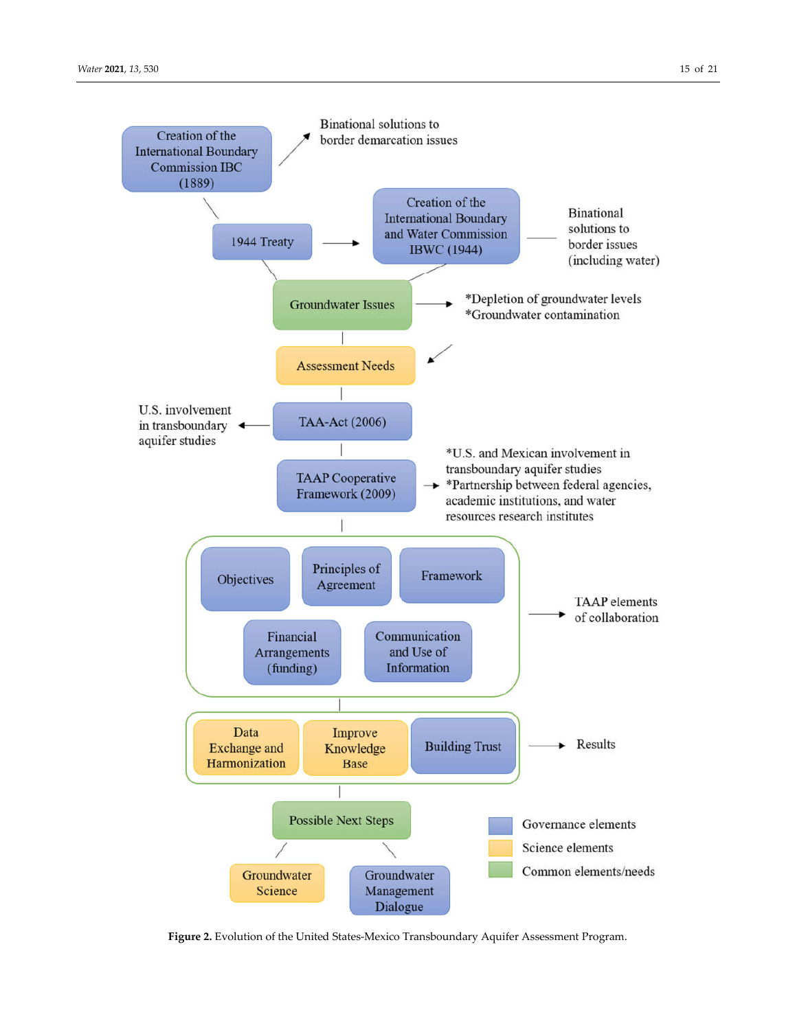Creation of the International Boundary Commission IBC (1889) → Binational solutions to border demarcation issues

1944 Treaty → Creation of the International Boundary and Water Commission IBWC (1944) — Binational solutions to border issues (including water)

Groundwater Issues → *Depletion of groundwater levels
*Groundwater contamination

Assessment Needs

TAA-Act (2006) → U.S. involvement in transboundary aquifer studies

TAAP Cooperative Framework (2009) → *U.S. and Mexican involvement in transboundary aquifer studies
*Partnership between federal agencies, academic institutions, and water resources research institutes

Objectives | Principles of Agreement | Framework | Financial Arrangements (funding) | Communication and Use of Information → TAAP elements of collaboration

Data Exchange and Harmonization | Improve Knowledge Base | Building Trust → Results

Possible Next Steps

Groundwater Science | Groundwater Management Dialogue

Legend: Governance elements; Science elements; Common elements/needs

**Figure 2.** Evolution of the United States-Mexico Transboundary Aquifer Assessment Program.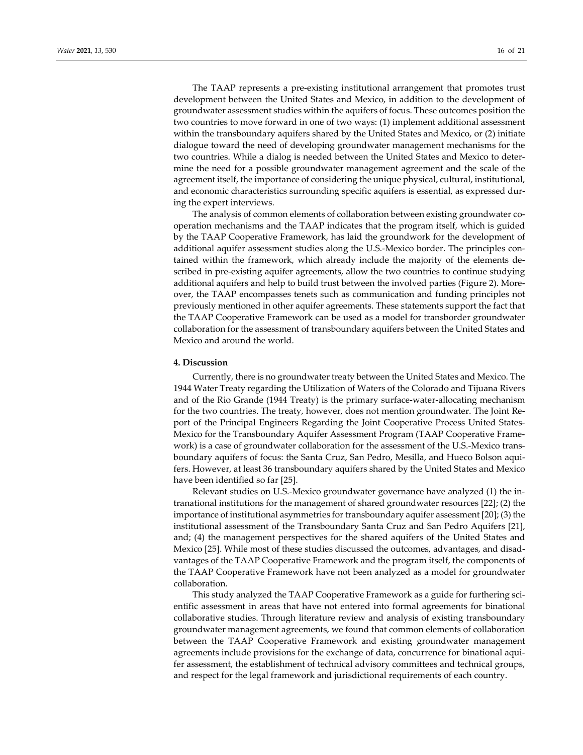The TAAP represents a pre-existing institutional arrangement that promotes trust development between the United States and Mexico, in addition to the development of groundwater assessment studies within the aquifers of focus. These outcomes position the two countries to move forward in one of two ways: (1) implement additional assessment within the transboundary aquifers shared by the United States and Mexico, or (2) initiate dialogue toward the need of developing groundwater management mechanisms for the two countries. While a dialog is needed between the United States and Mexico to determine the need for a possible groundwater management agreement and the scale of the agreement itself, the importance of considering the unique physical, cultural, institutional, and economic characteristics surrounding specific aquifers is essential, as expressed during the expert interviews.

The analysis of common elements of collaboration between existing groundwater cooperation mechanisms and the TAAP indicates that the program itself, which is guided by the TAAP Cooperative Framework, has laid the groundwork for the development of additional aquifer assessment studies along the U.S.-Mexico border. The principles contained within the framework, which already include the majority of the elements described in pre-existing aquifer agreements, allow the two countries to continue studying additional aquifers and help to build trust between the involved parties (Figure 2). Moreover, the TAAP encompasses tenets such as communication and funding principles not previously mentioned in other aquifer agreements. These statements support the fact that the TAAP Cooperative Framework can be used as a model for transborder groundwater collaboration for the assessment of transboundary aquifers between the United States and Mexico and around the world.

## 4. Discussion

Currently, there is no groundwater treaty between the United States and Mexico. The 1944 Water Treaty regarding the Utilization of Waters of the Colorado and Tijuana Rivers and of the Rio Grande (1944 Treaty) is the primary surface-water-allocating mechanism for the two countries. The treaty, however, does not mention groundwater. The Joint Report of the Principal Engineers Regarding the Joint Cooperative Process United States-Mexico for the Transboundary Aquifer Assessment Program (TAAP Cooperative Framework) is a case of groundwater collaboration for the assessment of the U.S.-Mexico transboundary aquifers of focus: the Santa Cruz, San Pedro, Mesilla, and Hueco Bolson aquifers. However, at least 36 transboundary aquifers shared by the United States and Mexico have been identified so far [25].

Relevant studies on U.S.-Mexico groundwater governance have analyzed (1) the intranational institutions for the management of shared groundwater resources [22]; (2) the importance of institutional asymmetries for transboundary aquifer assessment [20]; (3) the institutional assessment of the Transboundary Santa Cruz and San Pedro Aquifers [21], and; (4) the management perspectives for the shared aquifers of the United States and Mexico [25]. While most of these studies discussed the outcomes, advantages, and disadvantages of the TAAP Cooperative Framework and the program itself, the components of the TAAP Cooperative Framework have not been analyzed as a model for groundwater collaboration.

This study analyzed the TAAP Cooperative Framework as a guide for furthering scientific assessment in areas that have not entered into formal agreements for binational collaborative studies. Through literature review and analysis of existing transboundary groundwater management agreements, we found that common elements of collaboration between the TAAP Cooperative Framework and existing groundwater management agreements include provisions for the exchange of data, concurrence for binational aquifer assessment, the establishment of technical advisory committees and technical groups, and respect for the legal framework and jurisdictional requirements of each country.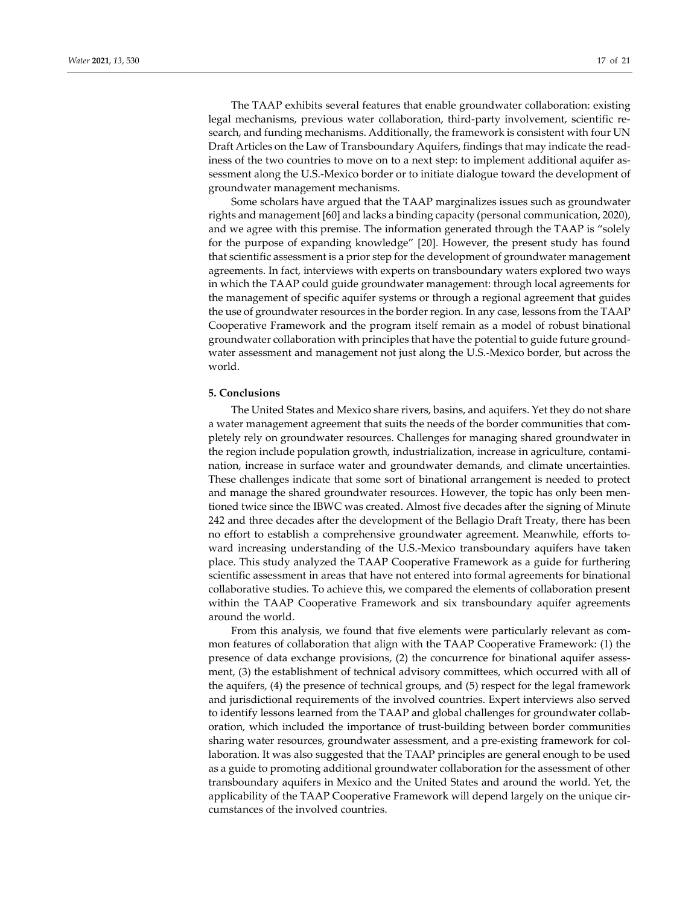The TAAP exhibits several features that enable groundwater collaboration: existing legal mechanisms, previous water collaboration, third-party involvement, scientific research, and funding mechanisms. Additionally, the framework is consistent with four UN Draft Articles on the Law of Transboundary Aquifers, findings that may indicate the readiness of the two countries to move on to a next step: to implement additional aquifer assessment along the U.S.-Mexico border or to initiate dialogue toward the development of groundwater management mechanisms.

Some scholars have argued that the TAAP marginalizes issues such as groundwater rights and management [60] and lacks a binding capacity (personal communication, 2020), and we agree with this premise. The information generated through the TAAP is "solely for the purpose of expanding knowledge" [20]. However, the present study has found that scientific assessment is a prior step for the development of groundwater management agreements. In fact, interviews with experts on transboundary waters explored two ways in which the TAAP could guide groundwater management: through local agreements for the management of specific aquifer systems or through a regional agreement that guides the use of groundwater resources in the border region. In any case, lessons from the TAAP Cooperative Framework and the program itself remain as a model of robust binational groundwater collaboration with principles that have the potential to guide future groundwater assessment and management not just along the U.S.-Mexico border, but across the world.

## 5. Conclusions

The United States and Mexico share rivers, basins, and aquifers. Yet they do not share a water management agreement that suits the needs of the border communities that completely rely on groundwater resources. Challenges for managing shared groundwater in the region include population growth, industrialization, increase in agriculture, contamination, increase in surface water and groundwater demands, and climate uncertainties. These challenges indicate that some sort of binational arrangement is needed to protect and manage the shared groundwater resources. However, the topic has only been mentioned twice since the IBWC was created. Almost five decades after the signing of Minute 242 and three decades after the development of the Bellagio Draft Treaty, there has been no effort to establish a comprehensive groundwater agreement. Meanwhile, efforts toward increasing understanding of the U.S.-Mexico transboundary aquifers have taken place. This study analyzed the TAAP Cooperative Framework as a guide for furthering scientific assessment in areas that have not entered into formal agreements for binational collaborative studies. To achieve this, we compared the elements of collaboration present within the TAAP Cooperative Framework and six transboundary aquifer agreements around the world.

From this analysis, we found that five elements were particularly relevant as common features of collaboration that align with the TAAP Cooperative Framework: (1) the presence of data exchange provisions, (2) the concurrence for binational aquifer assessment, (3) the establishment of technical advisory committees, which occurred with all of the aquifers, (4) the presence of technical groups, and (5) respect for the legal framework and jurisdictional requirements of the involved countries. Expert interviews also served to identify lessons learned from the TAAP and global challenges for groundwater collaboration, which included the importance of trust-building between border communities sharing water resources, groundwater assessment, and a pre-existing framework for collaboration. It was also suggested that the TAAP principles are general enough to be used as a guide to promoting additional groundwater collaboration for the assessment of other transboundary aquifers in Mexico and the United States and around the world. Yet, the applicability of the TAAP Cooperative Framework will depend largely on the unique circumstances of the involved countries.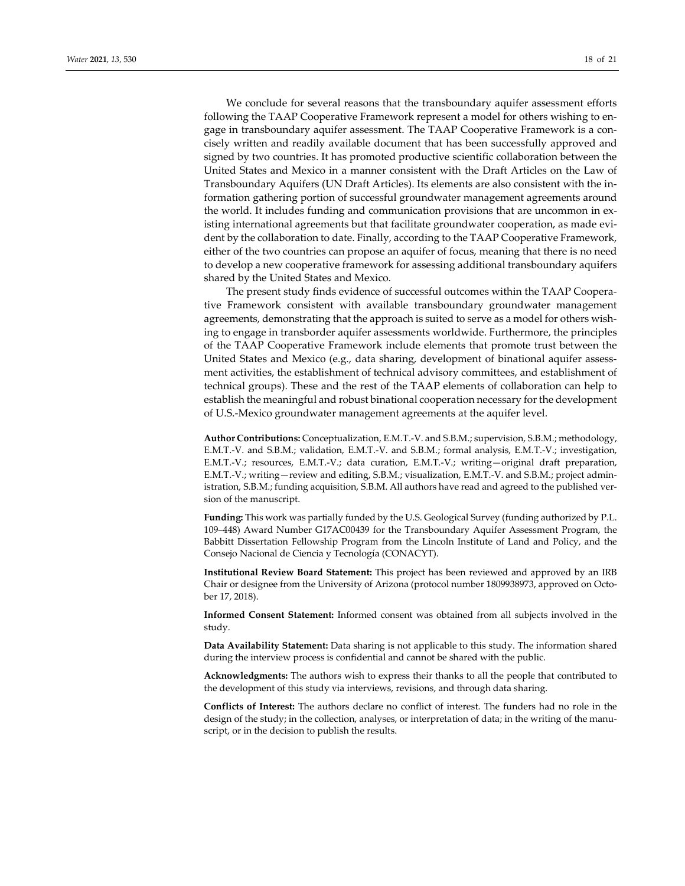We conclude for several reasons that the transboundary aquifer assessment efforts following the TAAP Cooperative Framework represent a model for others wishing to engage in transboundary aquifer assessment. The TAAP Cooperative Framework is a concisely written and readily available document that has been successfully approved and signed by two countries. It has promoted productive scientific collaboration between the United States and Mexico in a manner consistent with the Draft Articles on the Law of Transboundary Aquifers (UN Draft Articles). Its elements are also consistent with the information gathering portion of successful groundwater management agreements around the world. It includes funding and communication provisions that are uncommon in existing international agreements but that facilitate groundwater cooperation, as made evident by the collaboration to date. Finally, according to the TAAP Cooperative Framework, either of the two countries can propose an aquifer of focus, meaning that there is no need to develop a new cooperative framework for assessing additional transboundary aquifers shared by the United States and Mexico.

The present study finds evidence of successful outcomes within the TAAP Cooperative Framework consistent with available transboundary groundwater management agreements, demonstrating that the approach is suited to serve as a model for others wishing to engage in transborder aquifer assessments worldwide. Furthermore, the principles of the TAAP Cooperative Framework include elements that promote trust between the United States and Mexico (e.g., data sharing, development of binational aquifer assessment activities, the establishment of technical advisory committees, and establishment of technical groups). These and the rest of the TAAP elements of collaboration can help to establish the meaningful and robust binational cooperation necessary for the development of U.S.-Mexico groundwater management agreements at the aquifer level.

**Author Contributions:** Conceptualization, E.M.T.-V. and S.B.M.; supervision, S.B.M.; methodology, E.M.T.-V. and S.B.M.; validation, E.M.T.-V. and S.B.M.; formal analysis, E.M.T.-V.; investigation, E.M.T.-V.; resources, E.M.T.-V.; data curation, E.M.T.-V.; writing—original draft preparation, E.M.T.-V.; writing—review and editing, S.B.M.; visualization, E.M.T.-V. and S.B.M.; project administration, S.B.M.; funding acquisition, S.B.M. All authors have read and agreed to the published version of the manuscript.

**Funding:** This work was partially funded by the U.S. Geological Survey (funding authorized by P.L. 109–448) Award Number G17AC00439 for the Transboundary Aquifer Assessment Program, the Babbitt Dissertation Fellowship Program from the Lincoln Institute of Land and Policy, and the Consejo Nacional de Ciencia y Tecnología (CONACYT).

**Institutional Review Board Statement:** This project has been reviewed and approved by an IRB Chair or designee from the University of Arizona (protocol number 1809938973, approved on October 17, 2018).

**Informed Consent Statement:** Informed consent was obtained from all subjects involved in the study.

**Data Availability Statement:** Data sharing is not applicable to this study. The information shared during the interview process is confidential and cannot be shared with the public.

**Acknowledgments:** The authors wish to express their thanks to all the people that contributed to the development of this study via interviews, revisions, and through data sharing.

**Conflicts of Interest:** The authors declare no conflict of interest. The funders had no role in the design of the study; in the collection, analyses, or interpretation of data; in the writing of the manuscript, or in the decision to publish the results.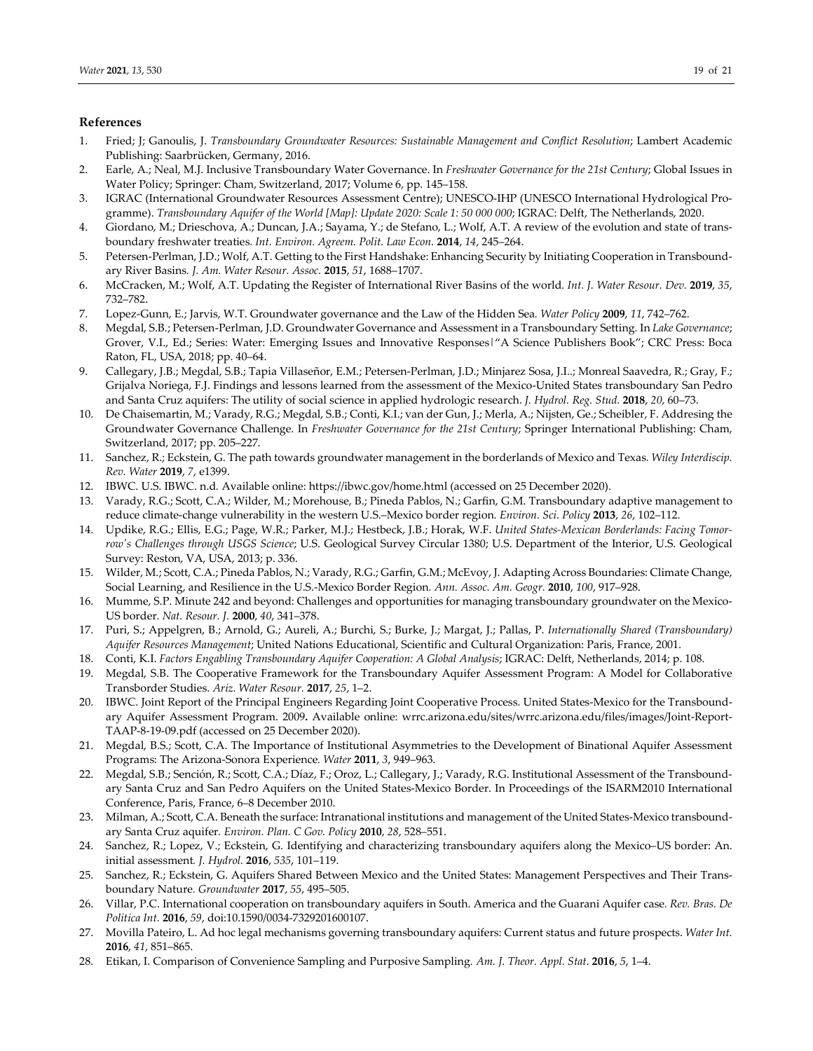## References

1. Fried; J; Ganoulis, J. *Transboundary Groundwater Resources: Sustainable Management and Conflict Resolution*; Lambert Academic Publishing: Saarbrücken, Germany, 2016.
2. Earle, A.; Neal, M.J. Inclusive Transboundary Water Governance. In *Freshwater Governance for the 21st Century*; Global Issues in Water Policy; Springer: Cham, Switzerland, 2017; Volume 6, pp. 145–158.
3. IGRAC (International Groundwater Resources Assessment Centre); UNESCO-IHP (UNESCO International Hydrological Programme). *Transboundary Aquifer of the World [Map]: Update 2020: Scale 1: 50 000 000*; IGRAC: Delft, The Netherlands, 2020.
4. Giordano, M.; Drieschova, A.; Duncan, J.A.; Sayama, Y.; de Stefano, L.; Wolf, A.T. A review of the evolution and state of transboundary freshwater treaties. *Int. Environ. Agreem. Polit. Law Econ.* **2014**, *14*, 245–264.
5. Petersen-Perlman, J.D.; Wolf, A.T. Getting to the First Handshake: Enhancing Security by Initiating Cooperation in Transboundary River Basins. *J. Am. Water Resour. Assoc.* **2015**, *51*, 1688–1707.
6. McCracken, M.; Wolf, A.T. Updating the Register of International River Basins of the world. *Int. J. Water Resour. Dev.* **2019**, *35*, 732–782.
7. Lopez-Gunn, E.; Jarvis, W.T. Groundwater governance and the Law of the Hidden Sea. *Water Policy* **2009**, *11*, 742–762.
8. Megdal, S.B.; Petersen-Perlman, J.D. Groundwater Governance and Assessment in a Transboundary Setting. In *Lake Governance*; Grover, V.I., Ed.; Series: Water: Emerging Issues and Innovative Responses|"A Science Publishers Book"; CRC Press: Boca Raton, FL, USA, 2018; pp. 40–64.
9. Callegary, J.B.; Megdal, S.B.; Tapia Villaseñor, E.M.; Petersen-Perlman, J.D.; Minjarez Sosa, J.I..; Monreal Saavedra, R.; Gray, F.; Grijalva Noriega, F.J. Findings and lessons learned from the assessment of the Mexico-United States transboundary San Pedro and Santa Cruz aquifers: The utility of social science in applied hydrologic research. *J. Hydrol. Reg. Stud.* **2018**, *20*, 60–73.
10. De Chaisemartin, M.; Varady, R.G.; Megdal, S.B.; Conti, K.I.; van der Gun, J.; Merla, A.; Nijsten, Ge.; Scheibler, F. Addresing the Groundwater Governance Challenge. In *Freshwater Governance for the 21st Century*; Springer International Publishing: Cham, Switzerland, 2017; pp. 205–227.
11. Sanchez, R.; Eckstein, G. The path towards groundwater management in the borderlands of Mexico and Texas. *Wiley Interdiscip. Rev. Water* **2019**, *7*, e1399.
12. IBWC. U.S. IBWC. n.d. Available online: https://ibwc.gov/home.html (accessed on 25 December 2020).
13. Varady, R.G.; Scott, C.A.; Wilder, M.; Morehouse, B.; Pineda Pablos, N.; Garfin, G.M. Transboundary adaptive management to reduce climate-change vulnerability in the western U.S.–Mexico border region. *Environ. Sci. Policy* **2013**, *26*, 102–112.
14. Updike, R.G.; Ellis, E.G.; Page, W.R.; Parker, M.J.; Hestbeck, J.B.; Horak, W.F. *United States-Mexican Borderlands: Facing Tomorrow's Challenges through USGS Science*; U.S. Geological Survey Circular 1380; U.S. Department of the Interior, U.S. Geological Survey: Reston, VA, USA, 2013; p. 336.
15. Wilder, M.; Scott, C.A.; Pineda Pablos, N.; Varady, R.G.; Garfin, G.M.; McEvoy, J. Adapting Across Boundaries: Climate Change, Social Learning, and Resilience in the U.S.-Mexico Border Region. *Ann. Assoc. Am. Geogr.* **2010**, *100*, 917–928.
16. Mumme, S.P. Minute 242 and beyond: Challenges and opportunities for managing transboundary groundwater on the Mexico-US border. *Nat. Resour. J.* **2000**, *40*, 341–378.
17. Puri, S.; Appelgren, B.; Arnold, G.; Aureli, A.; Burchi, S.; Burke, J.; Margat, J.; Pallas, P. *Internationally Shared (Transboundary) Aquifer Resources Management*; United Nations Educational, Scientific and Cultural Organization: Paris, France, 2001.
18. Conti, K.I. *Factors Engabling Transboundary Aquifer Cooperation: A Global Analysis*; IGRAC: Delft, Netherlands, 2014; p. 108.
19. Megdal, S.B. The Cooperative Framework for the Transboundary Aquifer Assessment Program: A Model for Collaborative Transborder Studies. *Ariz. Water Resour.* **2017**, *25*, 1–2.
20. IBWC. Joint Report of the Principal Engineers Regarding Joint Cooperative Process. United States-Mexico for the Transboundary Aquifer Assessment Program. 2009**.** Available online: wrrc.arizona.edu/sites/wrrc.arizona.edu/files/images/Joint-Report-TAAP-8-19-09.pdf (accessed on 25 December 2020).
21. Megdal, B.S.; Scott, C.A. The Importance of Institutional Asymmetries to the Development of Binational Aquifer Assessment Programs: The Arizona-Sonora Experience. *Water* **2011**, *3*, 949–963.
22. Megdal, S.B.; Sención, R.; Scott, C.A.; Díaz, F.; Oroz, L.; Callegary, J.; Varady, R.G. Institutional Assessment of the Transboundary Santa Cruz and San Pedro Aquifers on the United States-Mexico Border. In Proceedings of the ISARM2010 International Conference, Paris, France, 6–8 December 2010.
23. Milman, A.; Scott, C.A. Beneath the surface: Intranational institutions and management of the United States-Mexico transboundary Santa Cruz aquifer. *Environ. Plan. C Gov. Policy* **2010**, *28*, 528–551.
24. Sanchez, R.; Lopez, V.; Eckstein, G. Identifying and characterizing transboundary aquifers along the Mexico–US border: An. initial assessment. *J. Hydrol.* **2016**, *535*, 101–119.
25. Sanchez, R.; Eckstein, G. Aquifers Shared Between Mexico and the United States: Management Perspectives and Their Transboundary Nature. *Groundwater* **2017**, *55*, 495–505.
26. Villar, P.C. International cooperation on transboundary aquifers in South. America and the Guarani Aquifer case. *Rev. Bras. De Política Int.* **2016**, *59*, doi:10.1590/0034-7329201600107.
27. Movilla Pateiro, L. Ad hoc legal mechanisms governing transboundary aquifers: Current status and future prospects. *Water Int.* **2016**, *41*, 851–865.
28. Etikan, I. Comparison of Convenience Sampling and Purposive Sampling. *Am. J. Theor. Appl. Stat.* **2016**, *5*, 1–4.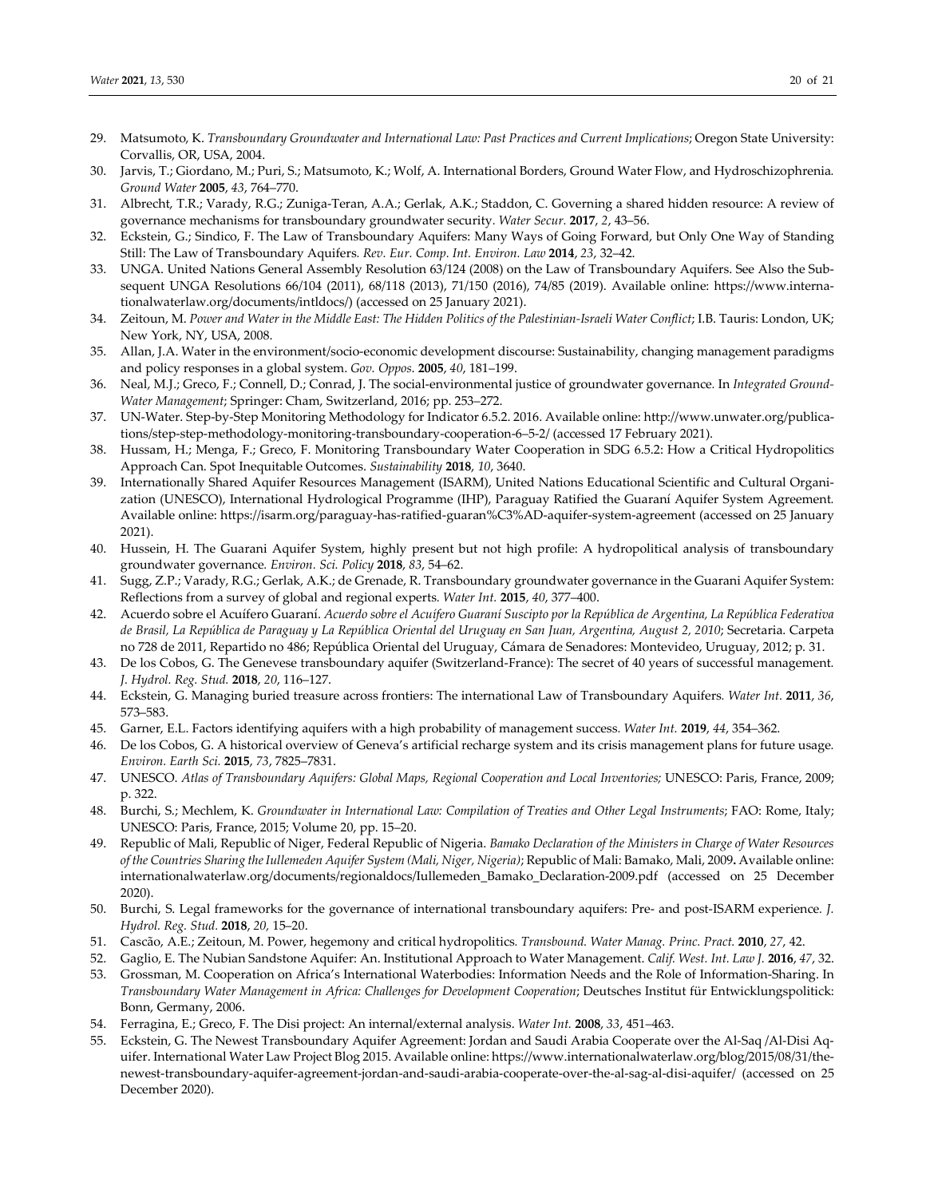29. Matsumoto, K. *Transboundary Groundwater and International Law: Past Practices and Current Implications*; Oregon State University: Corvallis, OR, USA, 2004.
30. Jarvis, T.; Giordano, M.; Puri, S.; Matsumoto, K.; Wolf, A. International Borders, Ground Water Flow, and Hydroschizophrenia. *Ground Water* **2005**, *43*, 764–770.
31. Albrecht, T.R.; Varady, R.G.; Zuniga-Teran, A.A.; Gerlak, A.K.; Staddon, C. Governing a shared hidden resource: A review of governance mechanisms for transboundary groundwater security. *Water Secur.* **2017**, *2*, 43–56.
32. Eckstein, G.; Sindico, F. The Law of Transboundary Aquifers: Many Ways of Going Forward, but Only One Way of Standing Still: The Law of Transboundary Aquifers. *Rev. Eur. Comp. Int. Environ. Law* **2014**, *23*, 32–42.
33. UNGA. United Nations General Assembly Resolution 63/124 (2008) on the Law of Transboundary Aquifers. See Also the Subsequent UNGA Resolutions 66/104 (2011), 68/118 (2013), 71/150 (2016), 74/85 (2019). Available online: https://www.internationalwaterlaw.org/documents/intldocs/) (accessed on 25 January 2021).
34. Zeitoun, M. *Power and Water in the Middle East: The Hidden Politics of the Palestinian-Israeli Water Conflict*; I.B. Tauris: London, UK; New York, NY, USA, 2008.
35. Allan, J.A. Water in the environment/socio-economic development discourse: Sustainability, changing management paradigms and policy responses in a global system. *Gov. Oppos.* **2005**, *40*, 181–199.
36. Neal, M.J.; Greco, F.; Connell, D.; Conrad, J. The social-environmental justice of groundwater governance. In *Integrated Ground-Water Management*; Springer: Cham, Switzerland, 2016; pp. 253–272.
37. UN-Water. Step-by-Step Monitoring Methodology for Indicator 6.5.2. 2016. Available online: http://www.unwater.org/publications/step-step-methodology-monitoring-transboundary-cooperation-6–5-2/ (accessed 17 February 2021).
38. Hussam, H.; Menga, F.; Greco, F. Monitoring Transboundary Water Cooperation in SDG 6.5.2: How a Critical Hydropolitics Approach Can. Spot Inequitable Outcomes. *Sustainability* **2018**, *10*, 3640.
39. Internationally Shared Aquifer Resources Management (ISARM), United Nations Educational Scientific and Cultural Organization (UNESCO), International Hydrological Programme (IHP), Paraguay Ratified the Guaraní Aquifer System Agreement. Available online: https://isarm.org/paraguay-has-ratified-guaran%C3%AD-aquifer-system-agreement (accessed on 25 January 2021).
40. Hussein, H. The Guarani Aquifer System, highly present but not high profile: A hydropolitical analysis of transboundary groundwater governance. *Environ. Sci. Policy* **2018**, *83*, 54–62.
41. Sugg, Z.P.; Varady, R.G.; Gerlak, A.K.; de Grenade, R. Transboundary groundwater governance in the Guarani Aquifer System: Reflections from a survey of global and regional experts. *Water Int.* **2015**, *40*, 377–400.
42. Acuerdo sobre el Acuífero Guaraní. *Acuerdo sobre el Acuífero Guaraní Suscipto por la República de Argentina, La República Federativa de Brasil, La República de Paraguay y La República Oriental del Uruguay en San Juan, Argentina, August 2, 2010*; Secretaria. Carpeta no 728 de 2011, Repartido no 486; República Oriental del Uruguay, Cámara de Senadores: Montevideo, Uruguay, 2012; p. 31.
43. De los Cobos, G. The Genevese transboundary aquifer (Switzerland-France): The secret of 40 years of successful management. *J. Hydrol. Reg. Stud.* **2018**, *20*, 116–127.
44. Eckstein, G. Managing buried treasure across frontiers: The international Law of Transboundary Aquifers. *Water Int.* **2011**, *36*, 573–583.
45. Garner, E.L. Factors identifying aquifers with a high probability of management success. *Water Int.* **2019**, *44*, 354–362.
46. De los Cobos, G. A historical overview of Geneva's artificial recharge system and its crisis management plans for future usage. *Environ. Earth Sci.* **2015**, *73*, 7825–7831.
47. UNESCO. *Atlas of Transboundary Aquifers: Global Maps, Regional Cooperation and Local Inventories;* UNESCO: Paris, France, 2009; p. 322.
48. Burchi, S.; Mechlem, K. *Groundwater in International Law: Compilation of Treaties and Other Legal Instruments*; FAO: Rome, Italy; UNESCO: Paris, France, 2015; Volume 20, pp. 15–20.
49. Republic of Mali, Republic of Niger, Federal Republic of Nigeria. *Bamako Declaration of the Ministers in Charge of Water Resources of the Countries Sharing the Iullemeden Aquifer System (Mali, Niger, Nigeria)*; Republic of Mali: Bamako, Mali, 2009**.** Available online: internationalwaterlaw.org/documents/regionaldocs/Iullemeden_Bamako_Declaration-2009.pdf (accessed on 25 December 2020).
50. Burchi, S. Legal frameworks for the governance of international transboundary aquifers: Pre- and post-ISARM experience. *J. Hydrol. Reg. Stud.* **2018**, *20*, 15–20.
51. Cascão, A.E.; Zeitoun, M. Power, hegemony and critical hydropolitics. *Transbound. Water Manag. Princ. Pract.* **2010**, *27*, 42.
52. Gaglio, E. The Nubian Sandstone Aquifer: An. Institutional Approach to Water Management. *Calif. West. Int. Law J.* **2016**, *47*, 32.
53. Grossman, M. Cooperation on Africa's International Waterbodies: Information Needs and the Role of Information-Sharing. In *Transboundary Water Management in Africa: Challenges for Development Cooperation*; Deutsches Institut für Entwicklungspolitick: Bonn, Germany, 2006.
54. Ferragina, E.; Greco, F. The Disi project: An internal/external analysis. *Water Int.* **2008**, *33*, 451–463.
55. Eckstein, G. The Newest Transboundary Aquifer Agreement: Jordan and Saudi Arabia Cooperate over the Al-Saq /Al-Disi Aquifer. International Water Law Project Blog 2015. Available online: https://www.internationalwaterlaw.org/blog/2015/08/31/the-newest-transboundary-aquifer-agreement-jordan-and-saudi-arabia-cooperate-over-the-al-sag-al-disi-aquifer/ (accessed on 25 December 2020).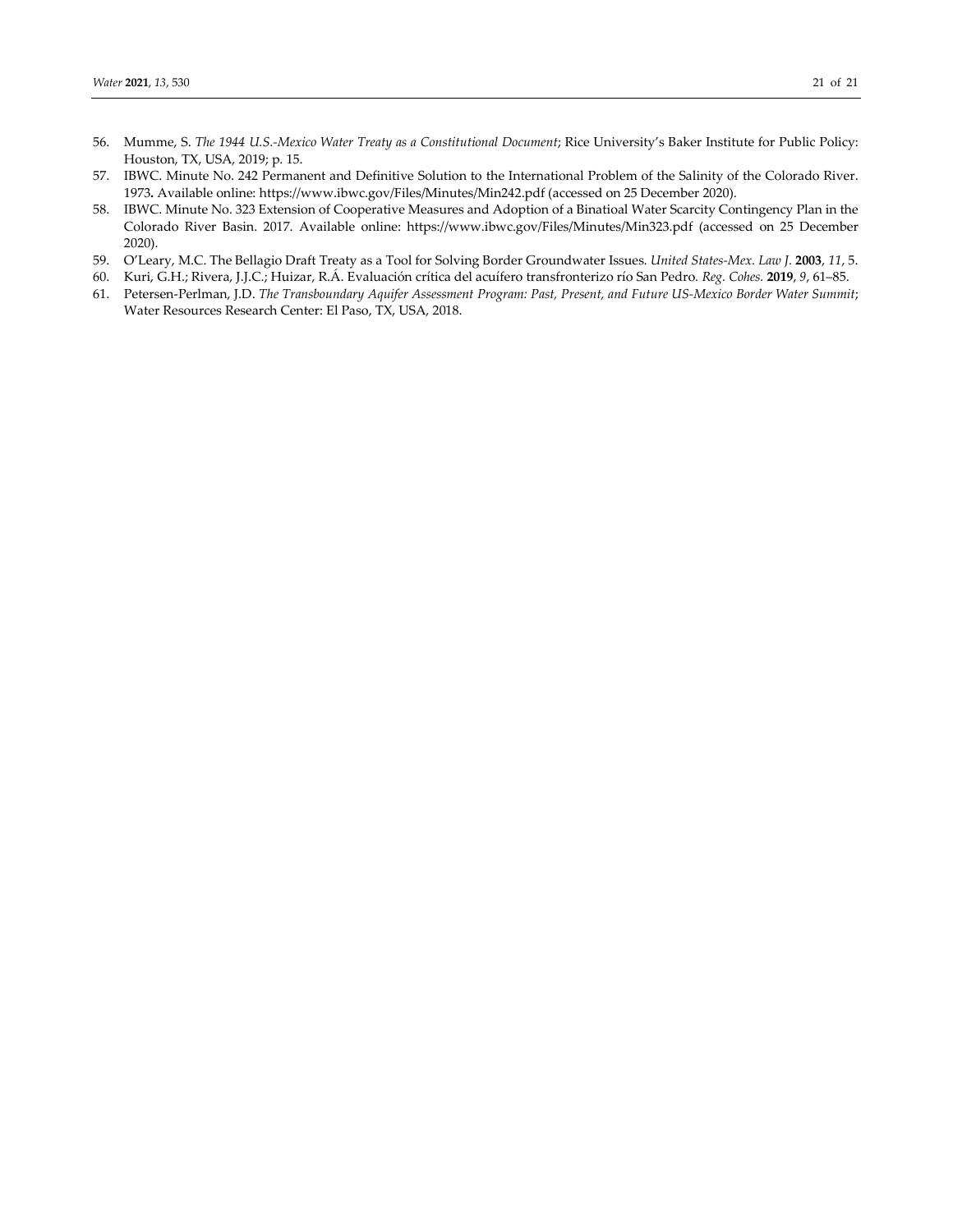56. Mumme, S. *The 1944 U.S.-Mexico Water Treaty as a Constitutional Document*; Rice University's Baker Institute for Public Policy: Houston, TX, USA, 2019; p. 15.
57. IBWC. Minute No. 242 Permanent and Definitive Solution to the International Problem of the Salinity of the Colorado River. 1973**.** Available online: https://www.ibwc.gov/Files/Minutes/Min242.pdf (accessed on 25 December 2020).
58. IBWC. Minute No. 323 Extension of Cooperative Measures and Adoption of a Binatioal Water Scarcity Contingency Plan in the Colorado River Basin. 2017. Available online: https://www.ibwc.gov/Files/Minutes/Min323.pdf (accessed on 25 December 2020).
59. O'Leary, M.C. The Bellagio Draft Treaty as a Tool for Solving Border Groundwater Issues. *United States-Mex. Law J.* **2003**, *11*, 5.
60. Kuri, G.H.; Rivera, J.J.C.; Huizar, R.Á. Evaluación crítica del acuífero transfronterizo río San Pedro. *Reg. Cohes.* **2019**, *9*, 61–85.
61. Petersen-Perlman, J.D. *The Transboundary Aquifer Assessment Program: Past, Present, and Future US-Mexico Border Water Summit*; Water Resources Research Center: El Paso, TX, USA, 2018.